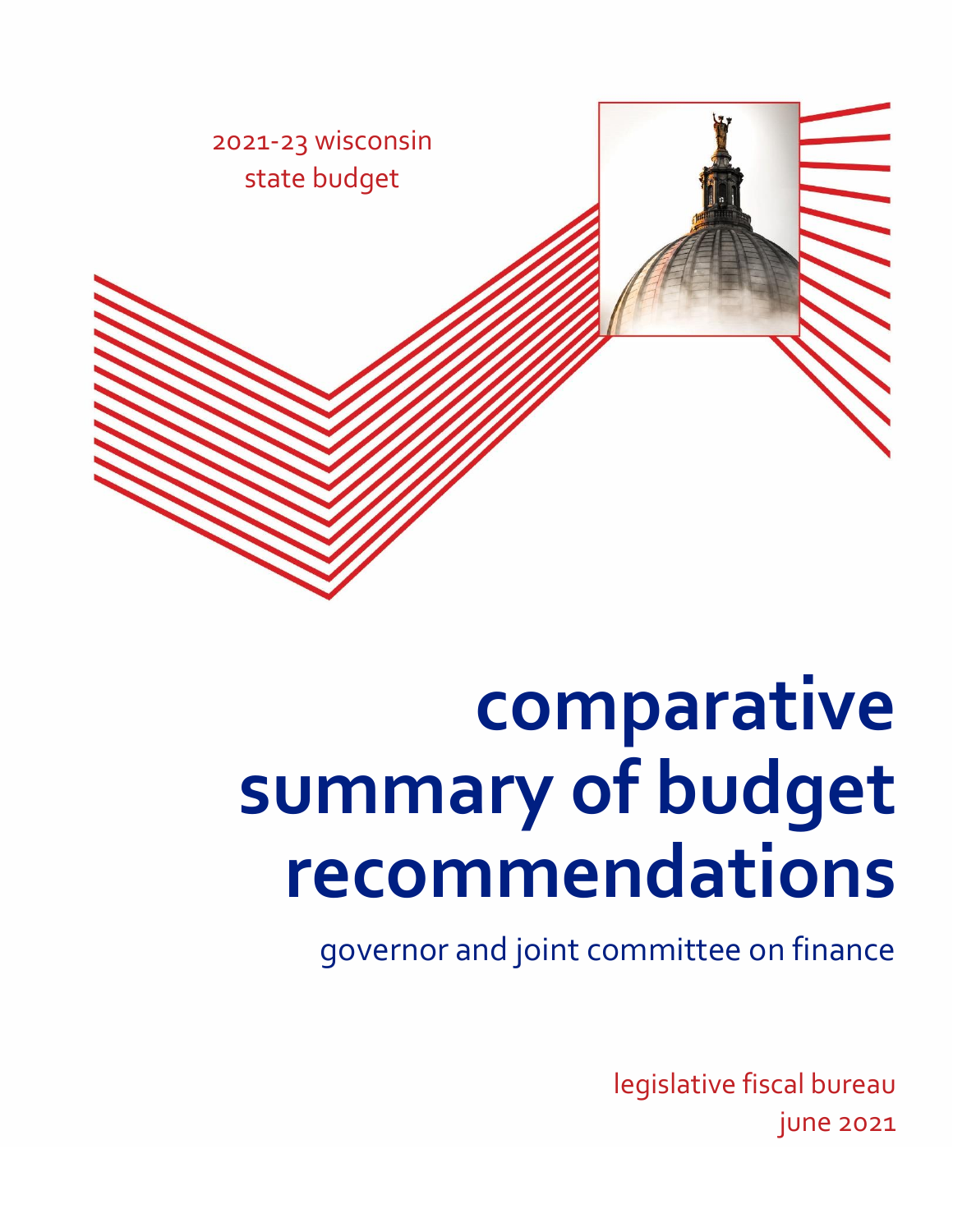2021-23 wisconsin
state budget

# comparative summary of budget recommendations

governor and joint committee on finance

legislative fiscal bureau
june 2021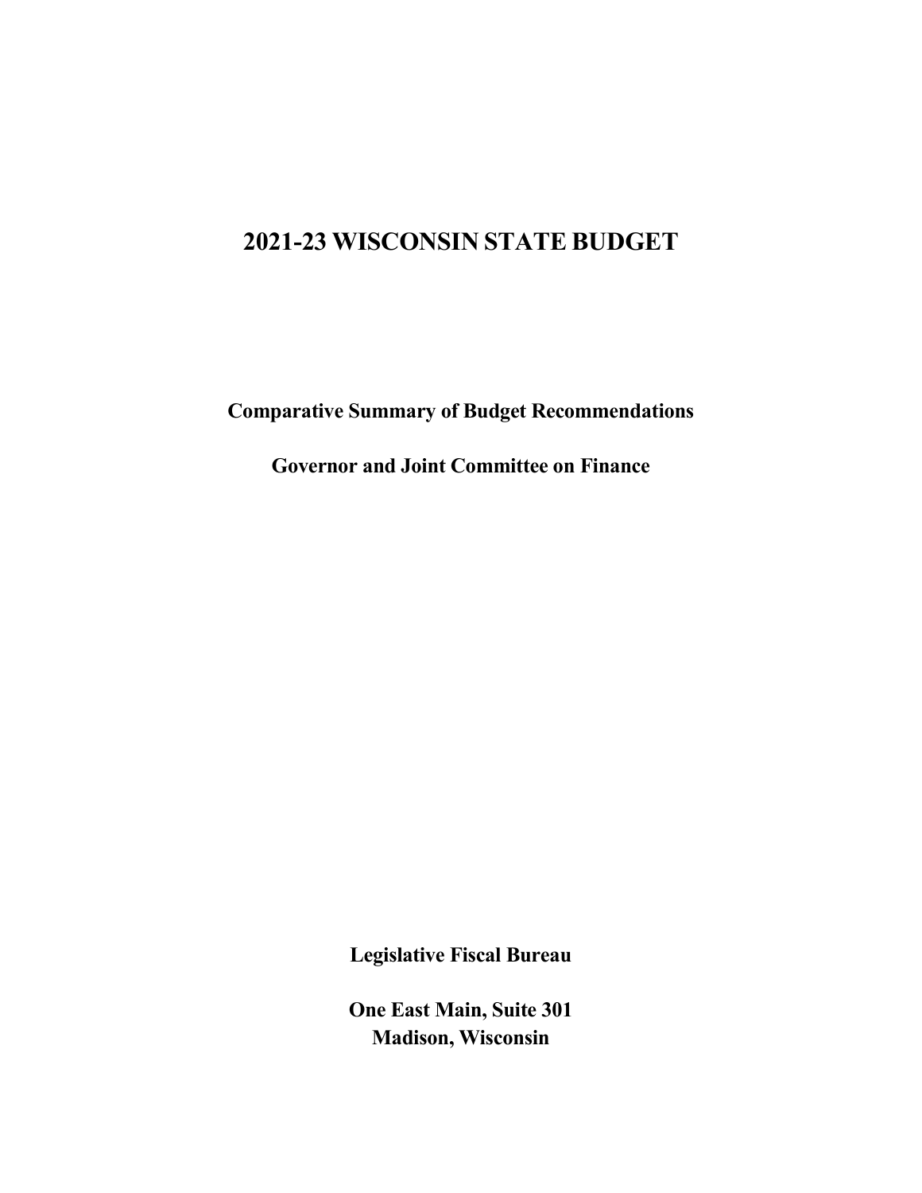# 2021-23 WISCONSIN STATE BUDGET

**Comparative Summary of Budget Recommendations**

**Governor and Joint Committee on Finance**

**Legislative Fiscal Bureau**

**One East Main, Suite 301**
**Madison, Wisconsin**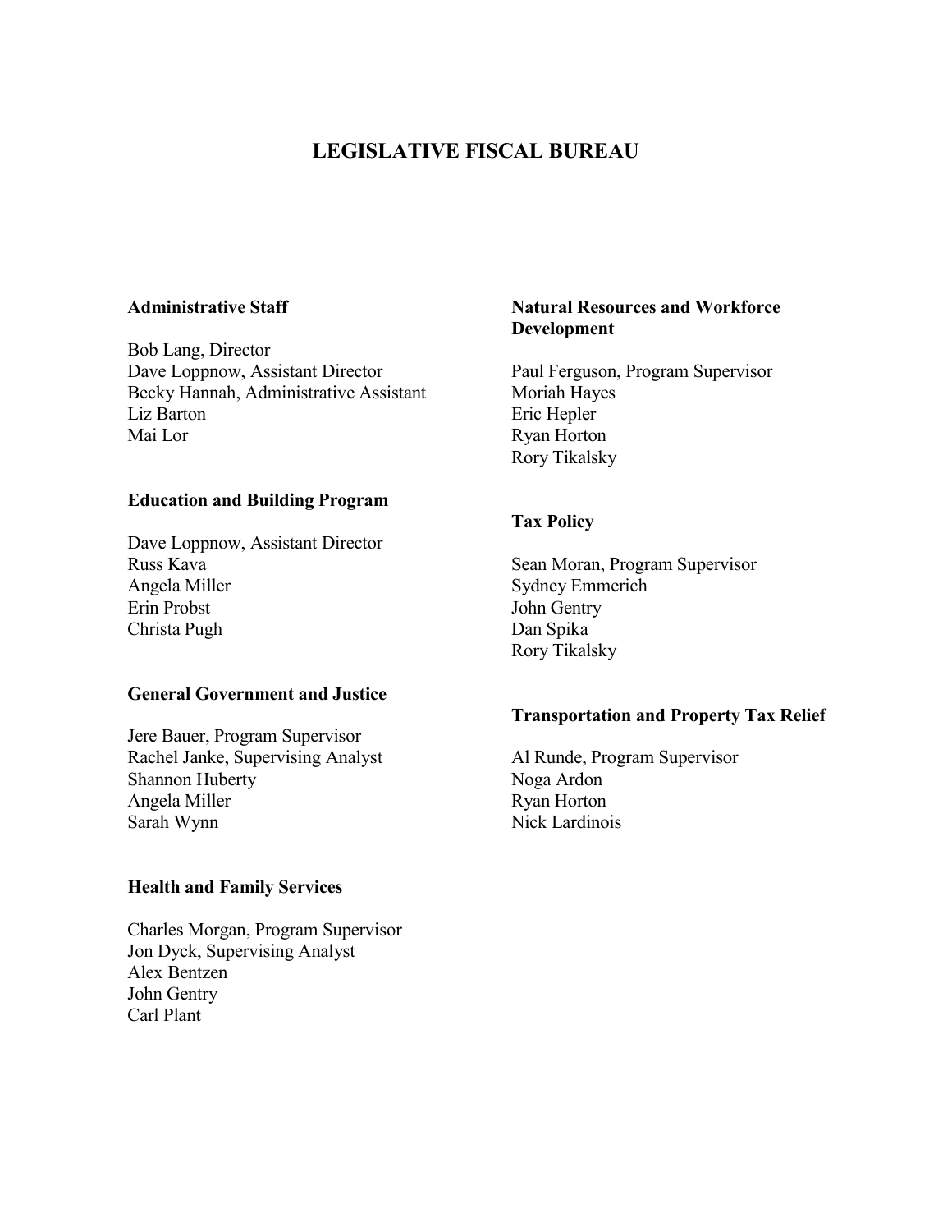# LEGISLATIVE FISCAL BUREAU

## Administrative Staff

Bob Lang, Director
Dave Loppnow, Assistant Director
Becky Hannah, Administrative Assistant
Liz Barton
Mai Lor

## Education and Building Program

Dave Loppnow, Assistant Director
Russ Kava
Angela Miller
Erin Probst
Christa Pugh

## General Government and Justice

Jere Bauer, Program Supervisor
Rachel Janke, Supervising Analyst
Shannon Huberty
Angela Miller
Sarah Wynn

## Health and Family Services

Charles Morgan, Program Supervisor
Jon Dyck, Supervising Analyst
Alex Bentzen
John Gentry
Carl Plant

## Natural Resources and Workforce Development

Paul Ferguson, Program Supervisor
Moriah Hayes
Eric Hepler
Ryan Horton
Rory Tikalsky

## Tax Policy

Sean Moran, Program Supervisor
Sydney Emmerich
John Gentry
Dan Spika
Rory Tikalsky

## Transportation and Property Tax Relief

Al Runde, Program Supervisor
Noga Ardon
Ryan Horton
Nick Lardinois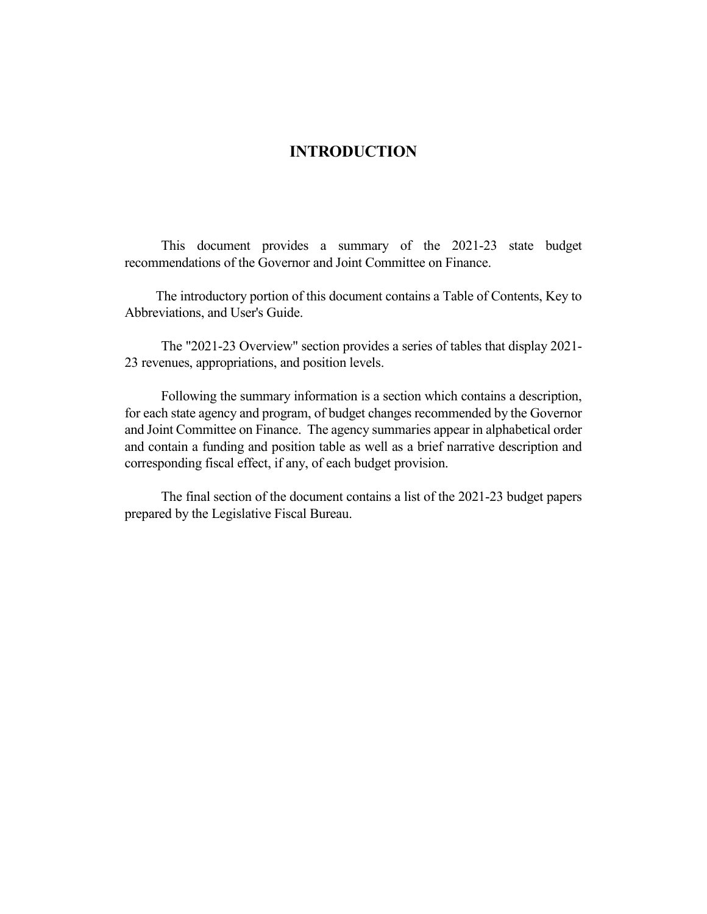# INTRODUCTION

This document provides a summary of the 2021-23 state budget recommendations of the Governor and Joint Committee on Finance.

The introductory portion of this document contains a Table of Contents, Key to Abbreviations, and User's Guide.

The "2021-23 Overview" section provides a series of tables that display 2021-23 revenues, appropriations, and position levels.

Following the summary information is a section which contains a description, for each state agency and program, of budget changes recommended by the Governor and Joint Committee on Finance. The agency summaries appear in alphabetical order and contain a funding and position table as well as a brief narrative description and corresponding fiscal effect, if any, of each budget provision.

The final section of the document contains a list of the 2021-23 budget papers prepared by the Legislative Fiscal Bureau.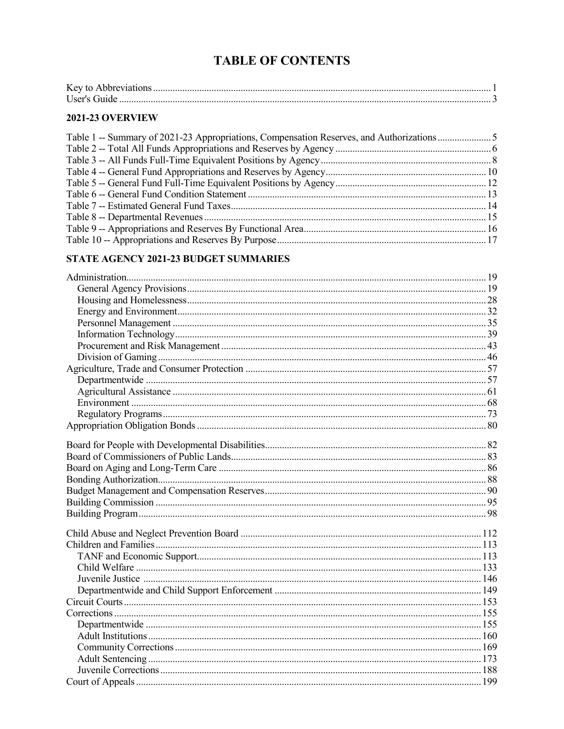# TABLE OF CONTENTS

Key to Abbreviations ........................................................................................................................................ 1
User's Guide ....................................................................................................................................................... 3

## 2021-23 OVERVIEW

Table 1 -- Summary of 2021-23 Appropriations, Compensation Reserves, and Authorizations ...................... 5
Table 2 -- Total All Funds Appropriations and Reserves by Agency ................................................................ 6
Table 3 -- All Funds Full-Time Equivalent Positions by Agency ...................................................................... 8
Table 4 -- General Fund Appropriations and Reserves by Agency ................................................................. 10
Table 5 -- General Fund Full-Time Equivalent Positions by Agency ............................................................. 12
Table 6 -- General Fund Condition Statement ................................................................................................. 13
Table 7 -- Estimated General Fund Taxes ........................................................................................................ 14
Table 8 -- Departmental Revenues ................................................................................................................... 15
Table 9 -- Appropriations and Reserves By Functional Area ........................................................................... 16
Table 10 -- Appropriations and Reserves By Purpose ..................................................................................... 17

## STATE AGENCY 2021-23 BUDGET SUMMARIES

Administration .................................................................................................................................................. 19
 General Agency Provisions .......................................................................................................................... 19
 Housing and Homelessness .......................................................................................................................... 28
 Energy and Environment .............................................................................................................................. 32
 Personnel Management ................................................................................................................................ 35
 Information Technology ............................................................................................................................... 39
 Procurement and Risk Management ............................................................................................................ 43
 Division of Gaming ...................................................................................................................................... 46
Agriculture, Trade and Consumer Protection .................................................................................................. 57
 Departmentwide .......................................................................................................................................... 57
 Agricultural Assistance ............................................................................................................................... 61
 Environment ................................................................................................................................................ 68
 Regulatory Programs ................................................................................................................................... 73
Appropriation Obligation Bonds ..................................................................................................................... 80

Board for People with Developmental Disabilities .......................................................................................... 82
Board of Commissioners of Public Lands ........................................................................................................ 83
Board on Aging and Long-Term Care ............................................................................................................. 86
Bonding Authorization ..................................................................................................................................... 88
Budget Management and Compensation Reserves .......................................................................................... 90
Building Commission ...................................................................................................................................... 95
Building Program ............................................................................................................................................. 98

Child Abuse and Neglect Prevention Board .................................................................................................. 112
Children and Families .................................................................................................................................... 113
 TANF and Economic Support ..................................................................................................................... 113
 Child Welfare ............................................................................................................................................. 133
 Juvenile Justice .......................................................................................................................................... 146
 Departmentwide and Child Support Enforcement ...................................................................................... 149
Circuit Courts ................................................................................................................................................. 153
Corrections .................................................................................................................................................... 155
 Departmentwide ........................................................................................................................................ 155
 Adult Institutions ....................................................................................................................................... 160
 Community Corrections ............................................................................................................................. 169
 Adult Sentencing ........................................................................................................................................ 173
 Juvenile Corrections ................................................................................................................................... 188
Court of Appeals ............................................................................................................................................ 199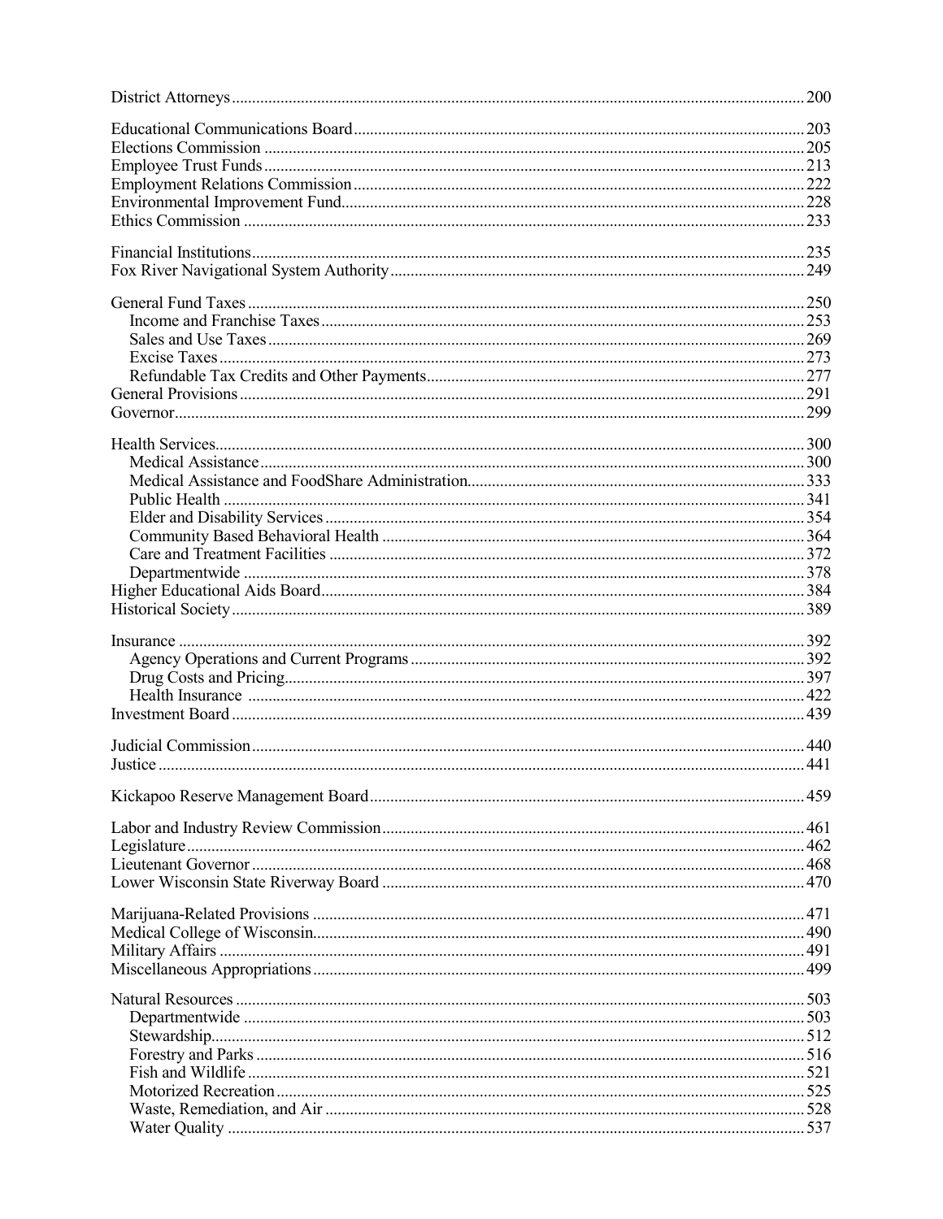District Attorneys........................................................................................................................200

Educational Communications Board...........................................................................................203
Elections Commission .................................................................................................................205
Employee Trust Funds.................................................................................................................213
Employment Relations Commission............................................................................................222
Environmental Improvement Fund...............................................................................................228
Ethics Commission .....................................................................................................................233

Financial Institutions....................................................................................................................235
Fox River Navigational System Authority...................................................................................249

General Fund Taxes .....................................................................................................................250
    Income and Franchise Taxes...................................................................................................253
    Sales and Use Taxes................................................................................................................269
    Excise Taxes............................................................................................................................273
    Refundable Tax Credits and Other Payments..........................................................................277
General Provisions.......................................................................................................................291
Governor.......................................................................................................................................299

Health Services.............................................................................................................................300
    Medical Assistance..................................................................................................................300
    Medical Assistance and FoodShare Administration................................................................333
    Public Health ...........................................................................................................................341
    Elder and Disability Services ..................................................................................................354
    Community Based Behavioral Health ....................................................................................364
    Care and Treatment Facilities .................................................................................................372
    Departmentwide ......................................................................................................................378
Higher Educational Aids Board...................................................................................................384
Historical Society.........................................................................................................................389

Insurance .....................................................................................................................................392
    Agency Operations and Current Programs.............................................................................392
    Drug Costs and Pricing............................................................................................................397
    Health Insurance .....................................................................................................................422
Investment Board.........................................................................................................................439

Judicial Commission....................................................................................................................440
Justice ..........................................................................................................................................441

Kickapoo Reserve Management Board........................................................................................459

Labor and Industry Review Commission.....................................................................................461
Legislature...................................................................................................................................462
Lieutenant Governor ....................................................................................................................468
Lower Wisconsin State Riverway Board .....................................................................................470

Marijuana-Related Provisions .....................................................................................................471
Medical College of Wisconsin.....................................................................................................490
Military Affairs ............................................................................................................................491
Miscellaneous Appropriations.....................................................................................................499

Natural Resources ........................................................................................................................503
    Departmentwide ......................................................................................................................503
    Stewardship.............................................................................................................................512
    Forestry and Parks ..................................................................................................................516
    Fish and Wildlife ....................................................................................................................521
    Motorized Recreation..............................................................................................................525
    Waste, Remediation, and Air ..................................................................................................528
    Water Quality .........................................................................................................................537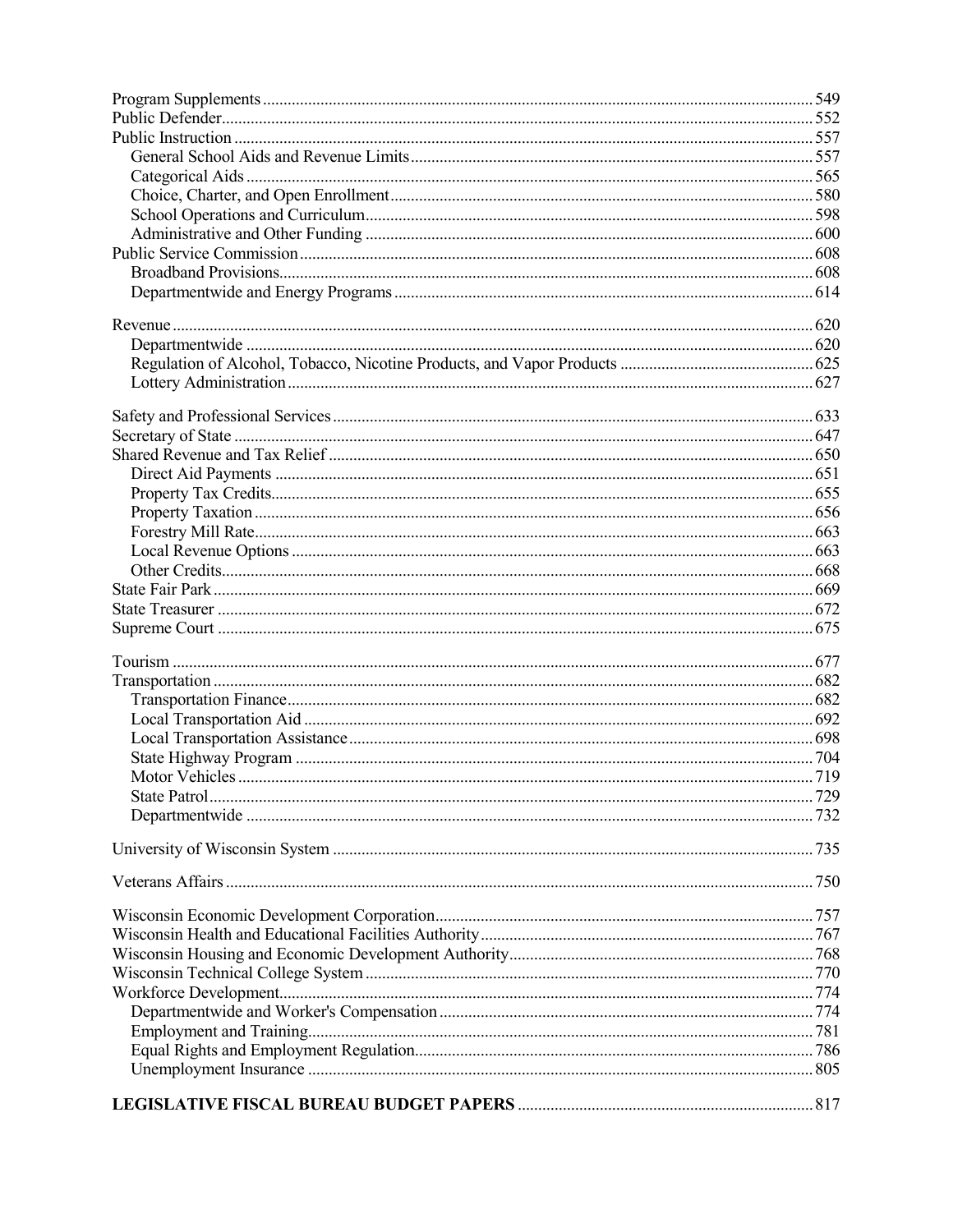Program Supplements .......... 549
Public Defender .......... 552
Public Instruction .......... 557
  General School Aids and Revenue Limits .......... 557
  Categorical Aids .......... 565
  Choice, Charter, and Open Enrollment .......... 580
  School Operations and Curriculum .......... 598
  Administrative and Other Funding .......... 600
Public Service Commission .......... 608
  Broadband Provisions .......... 608
  Departmentwide and Energy Programs .......... 614

Revenue .......... 620
  Departmentwide .......... 620
  Regulation of Alcohol, Tobacco, Nicotine Products, and Vapor Products .......... 625
  Lottery Administration .......... 627

Safety and Professional Services .......... 633
Secretary of State .......... 647
Shared Revenue and Tax Relief .......... 650
  Direct Aid Payments .......... 651
  Property Tax Credits .......... 655
  Property Taxation .......... 656
  Forestry Mill Rate .......... 663
  Local Revenue Options .......... 663
  Other Credits .......... 668
State Fair Park .......... 669
State Treasurer .......... 672
Supreme Court .......... 675

Tourism .......... 677
Transportation .......... 682
  Transportation Finance .......... 682
  Local Transportation Aid .......... 692
  Local Transportation Assistance .......... 698
  State Highway Program .......... 704
  Motor Vehicles .......... 719
  State Patrol .......... 729
  Departmentwide .......... 732

University of Wisconsin System .......... 735

Veterans Affairs .......... 750

Wisconsin Economic Development Corporation .......... 757
Wisconsin Health and Educational Facilities Authority .......... 767
Wisconsin Housing and Economic Development Authority .......... 768
Wisconsin Technical College System .......... 770
Workforce Development .......... 774
  Departmentwide and Worker's Compensation .......... 774
  Employment and Training .......... 781
  Equal Rights and Employment Regulation .......... 786
  Unemployment Insurance .......... 805

**LEGISLATIVE FISCAL BUREAU BUDGET PAPERS** .......... 817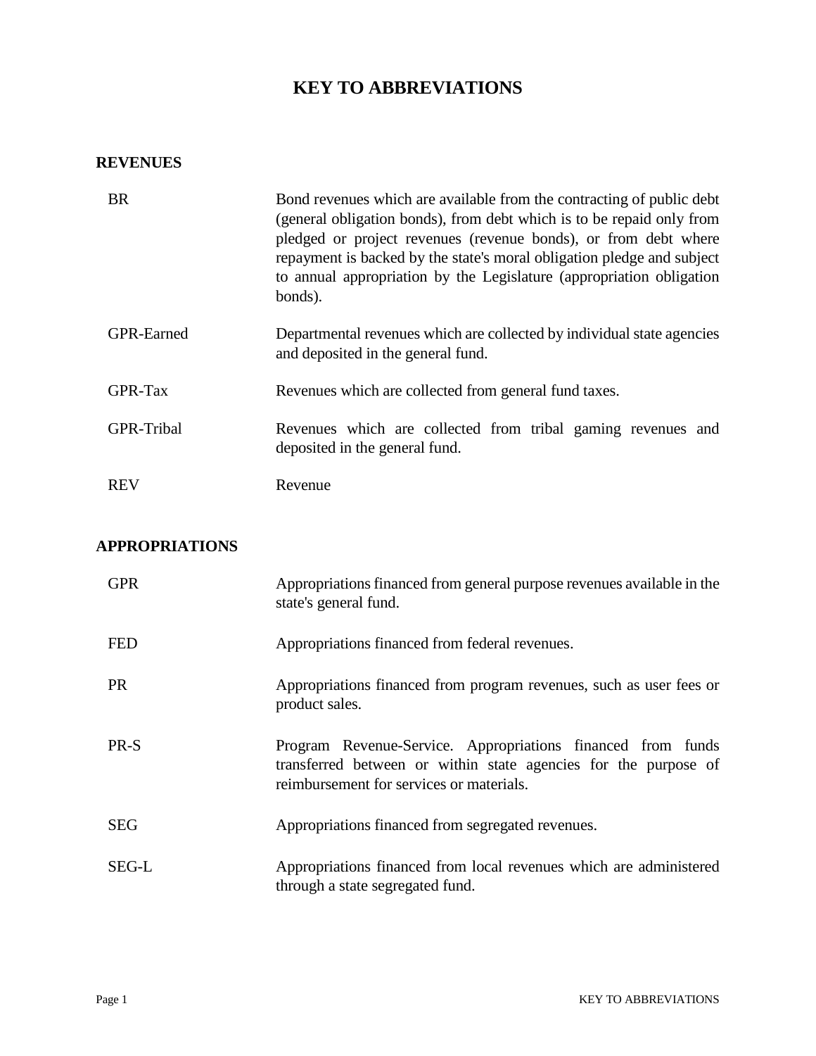# KEY TO ABBREVIATIONS

## REVENUES

| | |
|---|---|
| BR | Bond revenues which are available from the contracting of public debt (general obligation bonds), from debt which is to be repaid only from pledged or project revenues (revenue bonds), or from debt where repayment is backed by the state's moral obligation pledge and subject to annual appropriation by the Legislature (appropriation obligation bonds). |
| GPR-Earned | Departmental revenues which are collected by individual state agencies and deposited in the general fund. |
| GPR-Tax | Revenues which are collected from general fund taxes. |
| GPR-Tribal | Revenues which are collected from tribal gaming revenues and deposited in the general fund. |
| REV | Revenue |

## APPROPRIATIONS

| | |
|---|---|
| GPR | Appropriations financed from general purpose revenues available in the state's general fund. |
| FED | Appropriations financed from federal revenues. |
| PR | Appropriations financed from program revenues, such as user fees or product sales. |
| PR-S | Program Revenue-Service. Appropriations financed from funds transferred between or within state agencies for the purpose of reimbursement for services or materials. |
| SEG | Appropriations financed from segregated revenues. |
| SEG-L | Appropriations financed from local revenues which are administered through a state segregated fund. |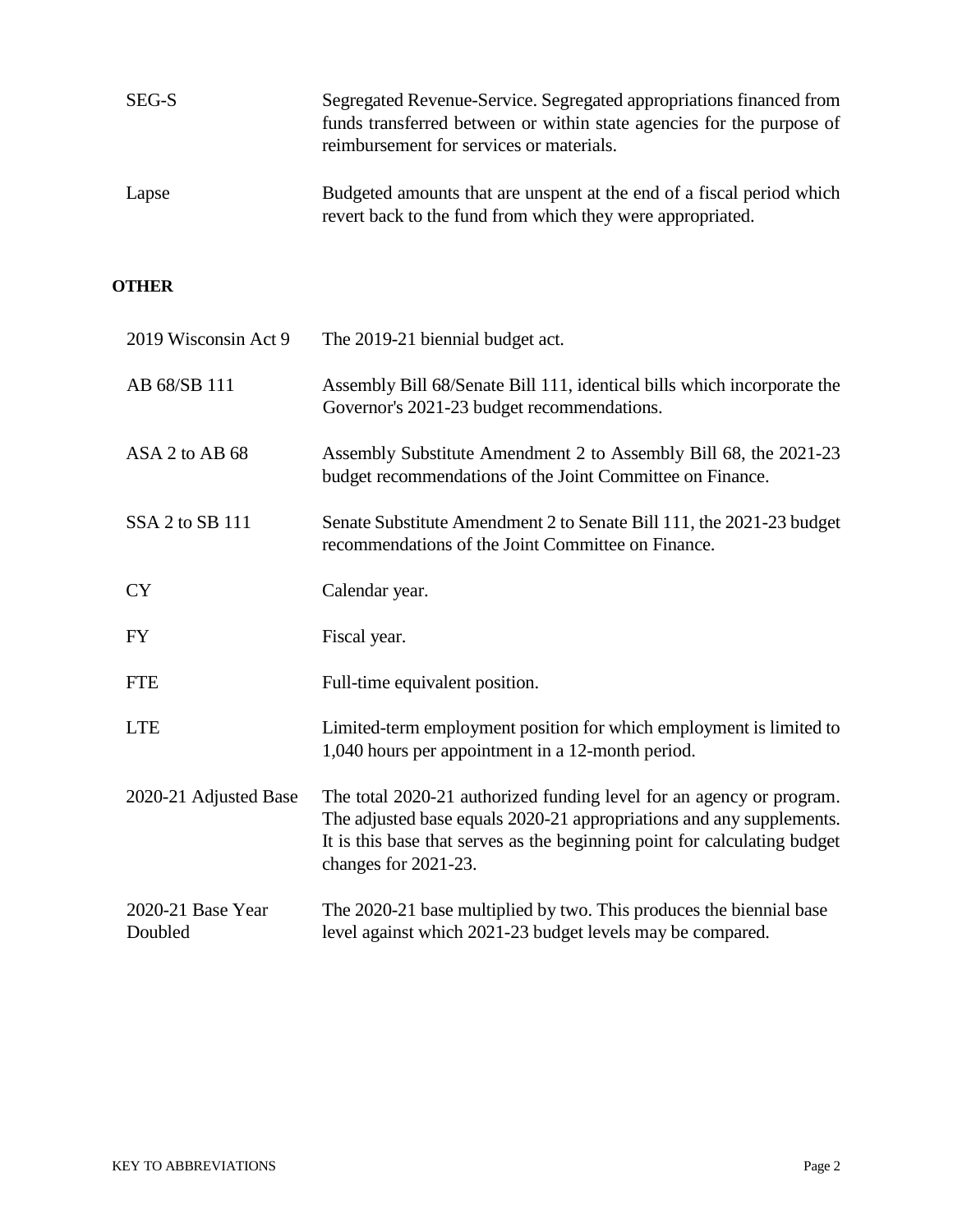| | |
|---|---|
| SEG-S | Segregated Revenue-Service. Segregated appropriations financed from funds transferred between or within state agencies for the purpose of reimbursement for services or materials. |
| Lapse | Budgeted amounts that are unspent at the end of a fiscal period which revert back to the fund from which they were appropriated. |

**OTHER**

| | |
|---|---|
| 2019 Wisconsin Act 9 | The 2019-21 biennial budget act. |
| AB 68/SB 111 | Assembly Bill 68/Senate Bill 111, identical bills which incorporate the Governor's 2021-23 budget recommendations. |
| ASA 2 to AB 68 | Assembly Substitute Amendment 2 to Assembly Bill 68, the 2021-23 budget recommendations of the Joint Committee on Finance. |
| SSA 2 to SB 111 | Senate Substitute Amendment 2 to Senate Bill 111, the 2021-23 budget recommendations of the Joint Committee on Finance. |
| CY | Calendar year. |
| FY | Fiscal year. |
| FTE | Full-time equivalent position. |
| LTE | Limited-term employment position for which employment is limited to 1,040 hours per appointment in a 12-month period. |
| 2020-21 Adjusted Base | The total 2020-21 authorized funding level for an agency or program. The adjusted base equals 2020-21 appropriations and any supplements. It is this base that serves as the beginning point for calculating budget changes for 2021-23. |
| 2020-21 Base Year Doubled | The 2020-21 base multiplied by two. This produces the biennial base level against which 2021-23 budget levels may be compared. |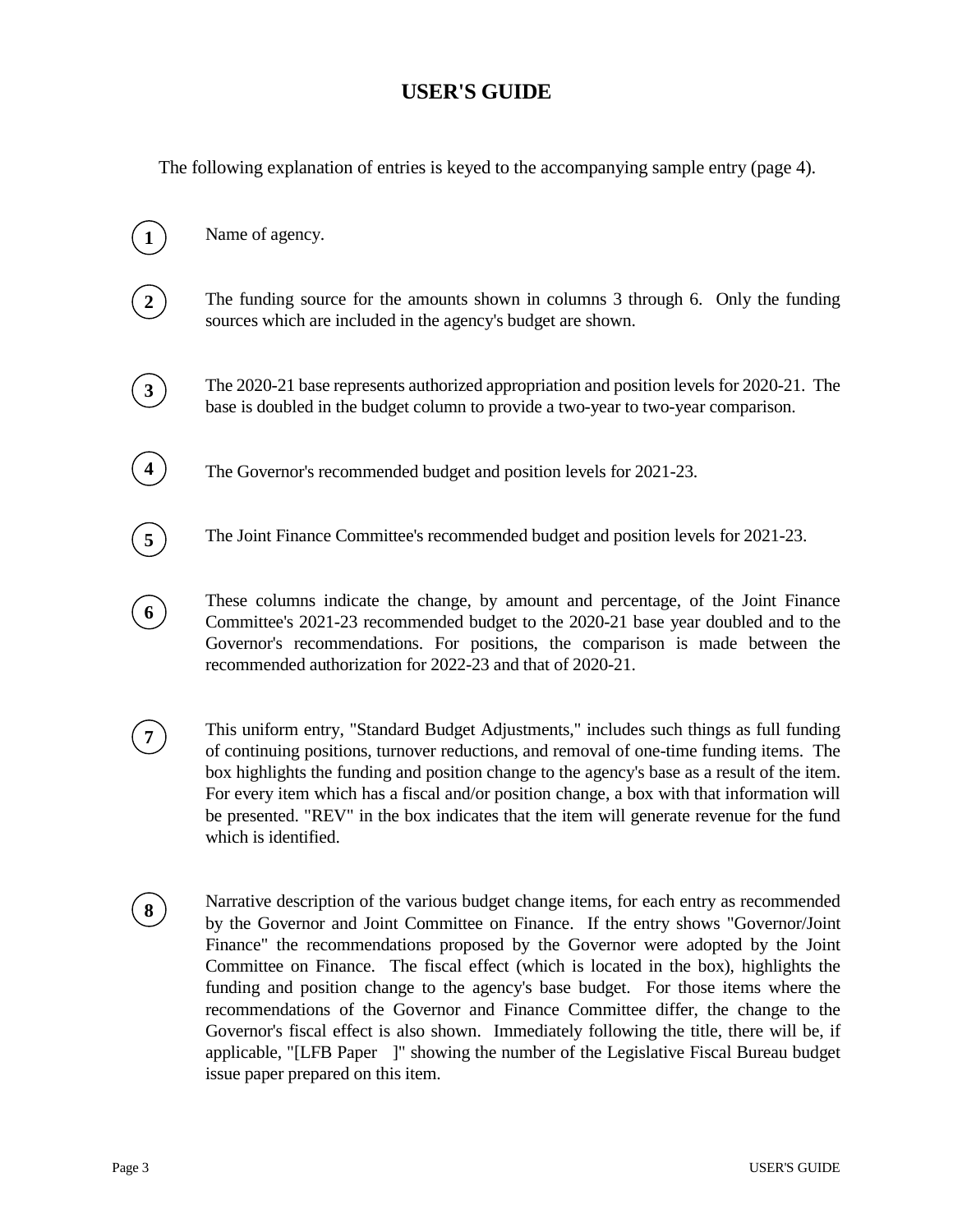# USER'S GUIDE

The following explanation of entries is keyed to the accompanying sample entry (page 4).

1. Name of agency.

2. The funding source for the amounts shown in columns 3 through 6. Only the funding sources which are included in the agency's budget are shown.

3. The 2020-21 base represents authorized appropriation and position levels for 2020-21. The base is doubled in the budget column to provide a two-year to two-year comparison.

4. The Governor's recommended budget and position levels for 2021-23.

5. The Joint Finance Committee's recommended budget and position levels for 2021-23.

6. These columns indicate the change, by amount and percentage, of the Joint Finance Committee's 2021-23 recommended budget to the 2020-21 base year doubled and to the Governor's recommendations. For positions, the comparison is made between the recommended authorization for 2022-23 and that of 2020-21.

7. This uniform entry, "Standard Budget Adjustments," includes such things as full funding of continuing positions, turnover reductions, and removal of one-time funding items. The box highlights the funding and position change to the agency's base as a result of the item. For every item which has a fiscal and/or position change, a box with that information will be presented. "REV" in the box indicates that the item will generate revenue for the fund which is identified.

8. Narrative description of the various budget change items, for each entry as recommended by the Governor and Joint Committee on Finance. If the entry shows "Governor/Joint Finance" the recommendations proposed by the Governor were adopted by the Joint Committee on Finance. The fiscal effect (which is located in the box), highlights the funding and position change to the agency's base budget. For those items where the recommendations of the Governor and Finance Committee differ, the change to the Governor's fiscal effect is also shown. Immediately following the title, there will be, if applicable, "[LFB Paper ]" showing the number of the Legislative Fiscal Bureau budget issue paper prepared on this item.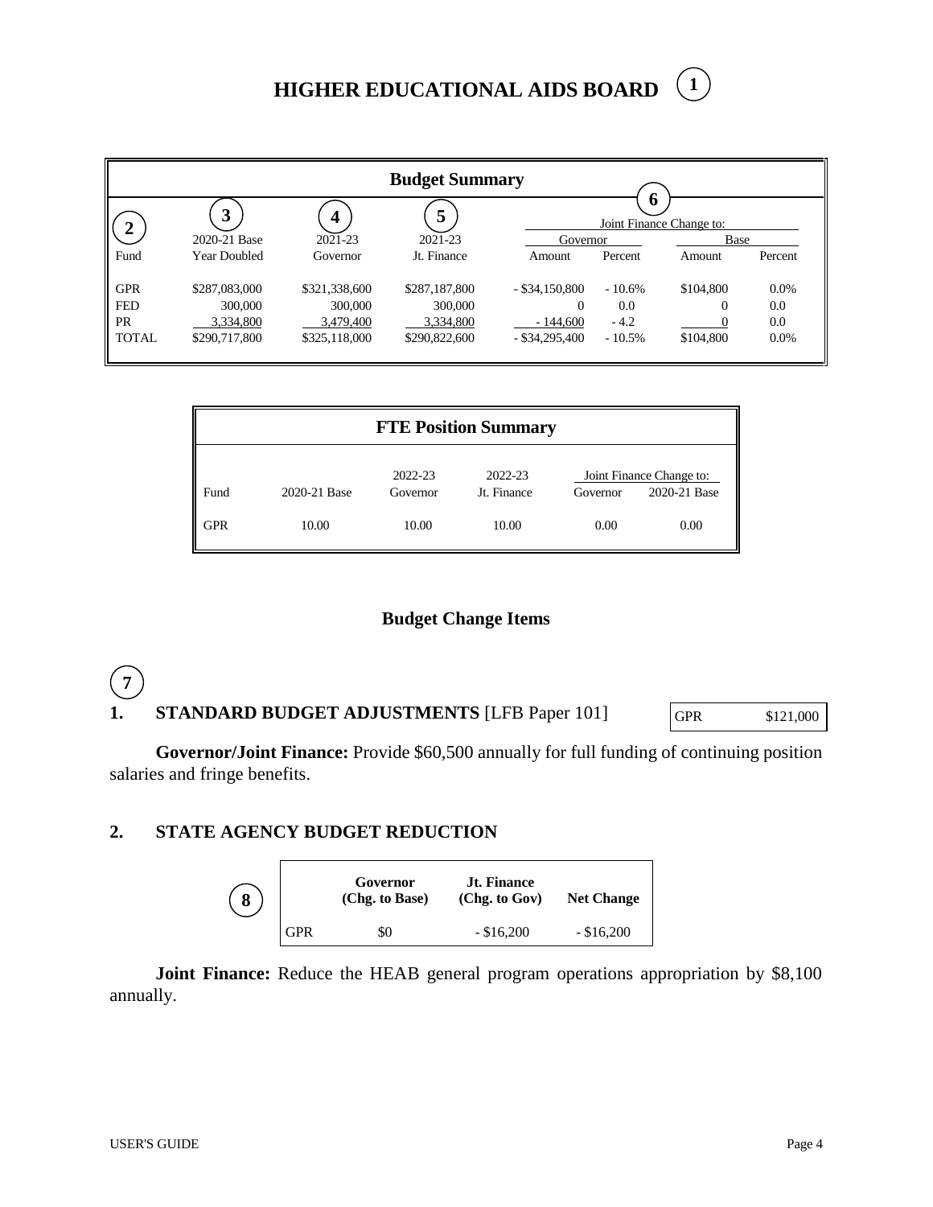# HIGHER EDUCATIONAL AIDS BOARD (1)

| Budget Summary | | | | | | | |
|---|---|---|---|---|---|---|---|
| (2) | (3) | (4) | (5) | (6) Joint Finance Change to: | | | |
| | | | | Governor | | Base | |
| Fund | 2020-21 Base Year Doubled | 2021-23 Governor | 2021-23 Jt. Finance | Amount | Percent | Amount | Percent |
| GPR | $287,083,000 | $321,338,600 | $287,187,800 | - $34,150,800 | - 10.6% | $104,800 | 0.0% |
| FED | 300,000 | 300,000 | 300,000 | 0 | 0.0 | 0 | 0.0 |
| PR | 3,334,800 | 3,479,400 | 3,334,800 | - 144,600 | - 4.2 | 0 | 0.0 |
| TOTAL | $290,717,800 | $325,118,000 | $290,822,600 | - $34,295,400 | - 10.5% | $104,800 | 0.0% |

| FTE Position Summary | | | | | |
|---|---|---|---|---|---|
| | | | | Joint Finance Change to: | |
| Fund | 2020-21 Base | 2022-23 Governor | 2022-23 Jt. Finance | Governor | 2020-21 Base |
| GPR | 10.00 | 10.00 | 10.00 | 0.00 | 0.00 |

## Budget Change Items

(7)

### 1. STANDARD BUDGET ADJUSTMENTS [LFB Paper 101]

| | |
|---|---|
| GPR | $121,000 |

**Governor/Joint Finance:** Provide $60,500 annually for full funding of continuing position salaries and fringe benefits.

### 2. STATE AGENCY BUDGET REDUCTION

(8)

| | Governor (Chg. to Base) | Jt. Finance (Chg. to Gov) | Net Change |
|---|---|---|---|
| GPR | $0 | - $16,200 | - $16,200 |

**Joint Finance:** Reduce the HEAB general program operations appropriation by $8,100 annually.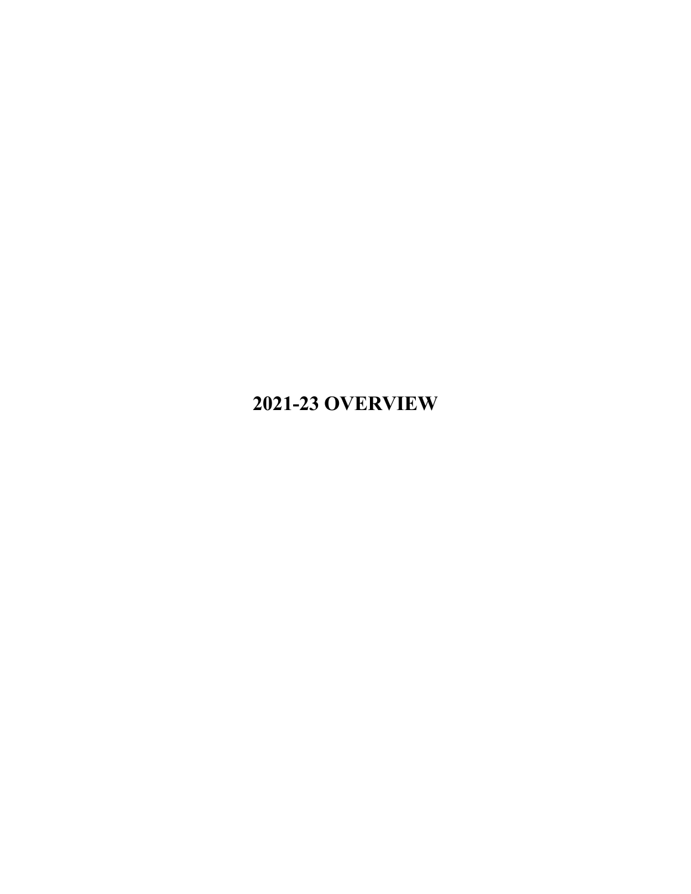# 2021-23 OVERVIEW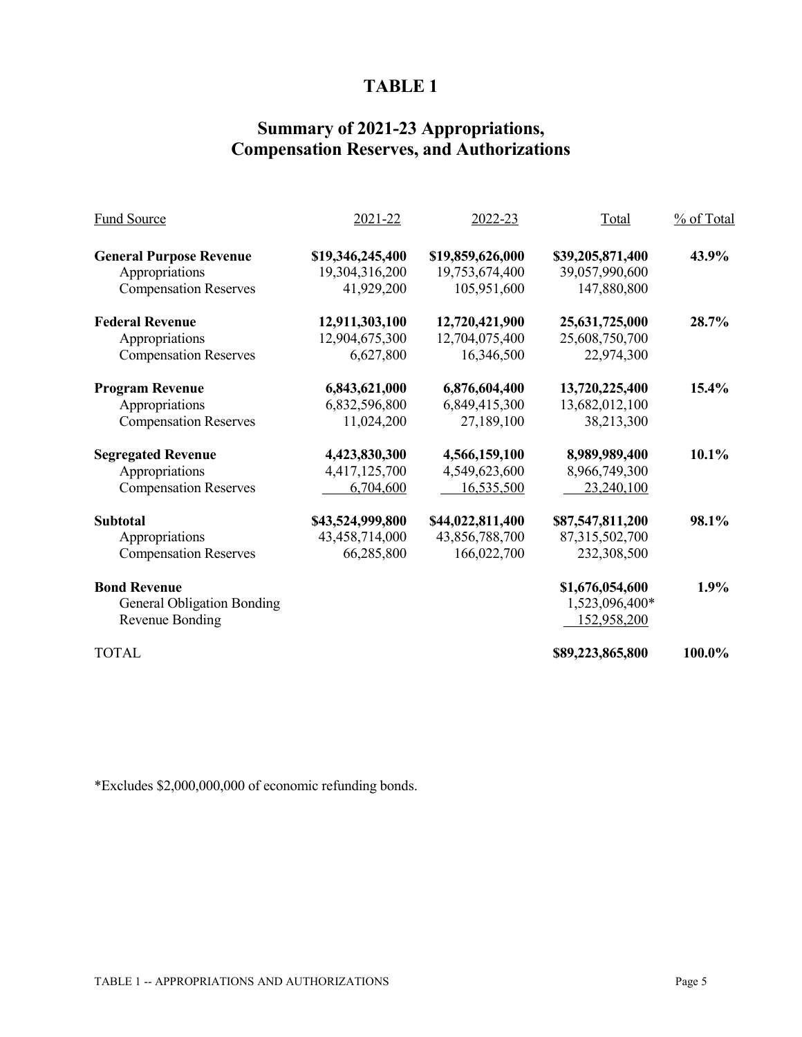# TABLE 1

## Summary of 2021-23 Appropriations, Compensation Reserves, and Authorizations

| Fund Source | 2021-22 | 2022-23 | Total | % of Total |
|---|---|---|---|---|
| **General Purpose Revenue** | **$19,346,245,400** | **$19,859,626,000** | **$39,205,871,400** | **43.9%** |
| Appropriations | 19,304,316,200 | 19,753,674,400 | 39,057,990,600 | |
| Compensation Reserves | 41,929,200 | 105,951,600 | 147,880,800 | |
| **Federal Revenue** | **12,911,303,100** | **12,720,421,900** | **25,631,725,000** | **28.7%** |
| Appropriations | 12,904,675,300 | 12,704,075,400 | 25,608,750,700 | |
| Compensation Reserves | 6,627,800 | 16,346,500 | 22,974,300 | |
| **Program Revenue** | **6,843,621,000** | **6,876,604,400** | **13,720,225,400** | **15.4%** |
| Appropriations | 6,832,596,800 | 6,849,415,300 | 13,682,012,100 | |
| Compensation Reserves | 11,024,200 | 27,189,100 | 38,213,300 | |
| **Segregated Revenue** | **4,423,830,300** | **4,566,159,100** | **8,989,989,400** | **10.1%** |
| Appropriations | 4,417,125,700 | 4,549,623,600 | 8,966,749,300 | |
| Compensation Reserves | 6,704,600 | 16,535,500 | 23,240,100 | |
| **Subtotal** | **$43,524,999,800** | **$44,022,811,400** | **$87,547,811,200** | **98.1%** |
| Appropriations | 43,458,714,000 | 43,856,788,700 | 87,315,502,700 | |
| Compensation Reserves | 66,285,800 | 166,022,700 | 232,308,500 | |
| **Bond Revenue** | | | **$1,676,054,600** | **1.9%** |
| General Obligation Bonding | | | 1,523,096,400* | |
| Revenue Bonding | | | 152,958,200 | |
| TOTAL | | | **$89,223,865,800** | **100.0%** |

*Excludes $2,000,000,000 of economic refunding bonds.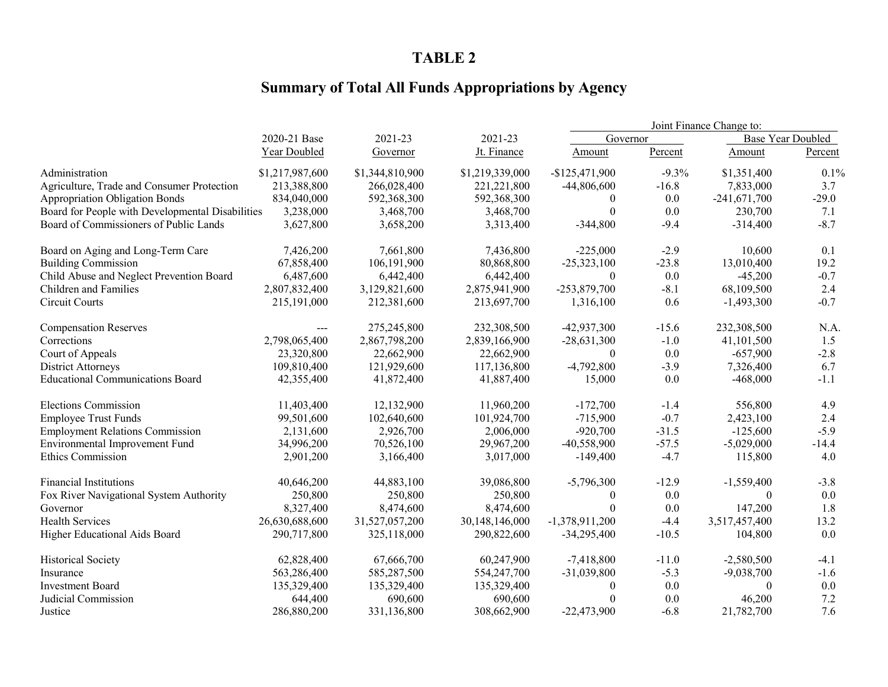# TABLE 2

## Summary of Total All Funds Appropriations by Agency

| | 2020-21 Base Year Doubled | 2021-23 Governor | 2021-23 Jt. Finance | Joint Finance Change to: Governor Amount | Percent | Base Year Doubled Amount | Percent |
|---|---|---|---|---|---|---|---|
| Administration | $1,217,987,600 | $1,344,810,900 | $1,219,339,000 | -$125,471,900 | -9.3% | $1,351,400 | 0.1% |
| Agriculture, Trade and Consumer Protection | 213,388,800 | 266,028,400 | 221,221,800 | -44,806,600 | -16.8 | 7,833,000 | 3.7 |
| Appropriation Obligation Bonds | 834,040,000 | 592,368,300 | 592,368,300 | 0 | 0.0 | -241,671,700 | -29.0 |
| Board for People with Developmental Disabilities | 3,238,000 | 3,468,700 | 3,468,700 | 0 | 0.0 | 230,700 | 7.1 |
| Board of Commissioners of Public Lands | 3,627,800 | 3,658,200 | 3,313,400 | -344,800 | -9.4 | -314,400 | -8.7 |
| Board on Aging and Long-Term Care | 7,426,200 | 7,661,800 | 7,436,800 | -225,000 | -2.9 | 10,600 | 0.1 |
| Building Commission | 67,858,400 | 106,191,900 | 80,868,800 | -25,323,100 | -23.8 | 13,010,400 | 19.2 |
| Child Abuse and Neglect Prevention Board | 6,487,600 | 6,442,400 | 6,442,400 | 0 | 0.0 | -45,200 | -0.7 |
| Children and Families | 2,807,832,400 | 3,129,821,600 | 2,875,941,900 | -253,879,700 | -8.1 | 68,109,500 | 2.4 |
| Circuit Courts | 215,191,000 | 212,381,600 | 213,697,700 | 1,316,100 | 0.6 | -1,493,300 | -0.7 |
| Compensation Reserves | --- | 275,245,800 | 232,308,500 | -42,937,300 | -15.6 | 232,308,500 | N.A. |
| Corrections | 2,798,065,400 | 2,867,798,200 | 2,839,166,900 | -28,631,300 | -1.0 | 41,101,500 | 1.5 |
| Court of Appeals | 23,320,800 | 22,662,900 | 22,662,900 | 0 | 0.0 | -657,900 | -2.8 |
| District Attorneys | 109,810,400 | 121,929,600 | 117,136,800 | -4,792,800 | -3.9 | 7,326,400 | 6.7 |
| Educational Communications Board | 42,355,400 | 41,872,400 | 41,887,400 | 15,000 | 0.0 | -468,000 | -1.1 |
| Elections Commission | 11,403,400 | 12,132,900 | 11,960,200 | -172,700 | -1.4 | 556,800 | 4.9 |
| Employee Trust Funds | 99,501,600 | 102,640,600 | 101,924,700 | -715,900 | -0.7 | 2,423,100 | 2.4 |
| Employment Relations Commission | 2,131,600 | 2,926,700 | 2,006,000 | -920,700 | -31.5 | -125,600 | -5.9 |
| Environmental Improvement Fund | 34,996,200 | 70,526,100 | 29,967,200 | -40,558,900 | -57.5 | -5,029,000 | -14.4 |
| Ethics Commission | 2,901,200 | 3,166,400 | 3,017,000 | -149,400 | -4.7 | 115,800 | 4.0 |
| Financial Institutions | 40,646,200 | 44,883,100 | 39,086,800 | -5,796,300 | -12.9 | -1,559,400 | -3.8 |
| Fox River Navigational System Authority | 250,800 | 250,800 | 250,800 | 0 | 0.0 | 0 | 0.0 |
| Governor | 8,327,400 | 8,474,600 | 8,474,600 | 0 | 0.0 | 147,200 | 1.8 |
| Health Services | 26,630,688,600 | 31,527,057,200 | 30,148,146,000 | -1,378,911,200 | -4.4 | 3,517,457,400 | 13.2 |
| Higher Educational Aids Board | 290,717,800 | 325,118,000 | 290,822,600 | -34,295,400 | -10.5 | 104,800 | 0.0 |
| Historical Society | 62,828,400 | 67,666,700 | 60,247,900 | -7,418,800 | -11.0 | -2,580,500 | -4.1 |
| Insurance | 563,286,400 | 585,287,500 | 554,247,700 | -31,039,800 | -5.3 | -9,038,700 | -1.6 |
| Investment Board | 135,329,400 | 135,329,400 | 135,329,400 | 0 | 0.0 | 0 | 0.0 |
| Judicial Commission | 644,400 | 690,600 | 690,600 | 0 | 0.0 | 46,200 | 7.2 |
| Justice | 286,880,200 | 331,136,800 | 308,662,900 | -22,473,900 | -6.8 | 21,782,700 | 7.6 |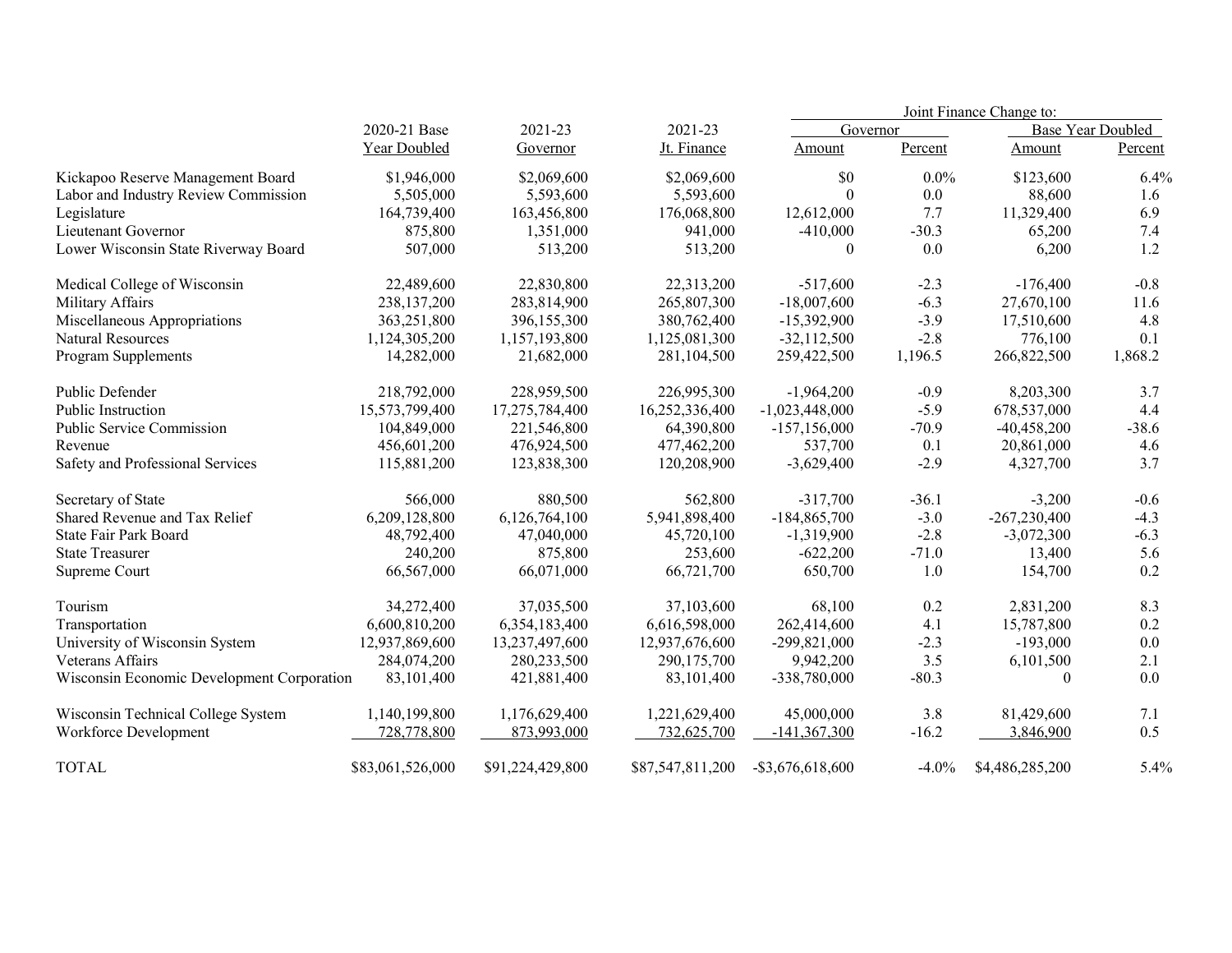| | 2020-21 Base Year Doubled | 2021-23 Governor | 2021-23 Jt. Finance | Joint Finance Change to: Governor Amount | Percent | Base Year Doubled Amount | Percent |
|---|---|---|---|---|---|---|---|
| Kickapoo Reserve Management Board | $1,946,000 | $2,069,600 | $2,069,600 | $0 | 0.0% | $123,600 | 6.4% |
| Labor and Industry Review Commission | 5,505,000 | 5,593,600 | 5,593,600 | 0 | 0.0 | 88,600 | 1.6 |
| Legislature | 164,739,400 | 163,456,800 | 176,068,800 | 12,612,000 | 7.7 | 11,329,400 | 6.9 |
| Lieutenant Governor | 875,800 | 1,351,000 | 941,000 | -410,000 | -30.3 | 65,200 | 7.4 |
| Lower Wisconsin State Riverway Board | 507,000 | 513,200 | 513,200 | 0 | 0.0 | 6,200 | 1.2 |
| Medical College of Wisconsin | 22,489,600 | 22,830,800 | 22,313,200 | -517,600 | -2.3 | -176,400 | -0.8 |
| Military Affairs | 238,137,200 | 283,814,900 | 265,807,300 | -18,007,600 | -6.3 | 27,670,100 | 11.6 |
| Miscellaneous Appropriations | 363,251,800 | 396,155,300 | 380,762,400 | -15,392,900 | -3.9 | 17,510,600 | 4.8 |
| Natural Resources | 1,124,305,200 | 1,157,193,800 | 1,125,081,300 | -32,112,500 | -2.8 | 776,100 | 0.1 |
| Program Supplements | 14,282,000 | 21,682,000 | 281,104,500 | 259,422,500 | 1,196.5 | 266,822,500 | 1,868.2 |
| Public Defender | 218,792,000 | 228,959,500 | 226,995,300 | -1,964,200 | -0.9 | 8,203,300 | 3.7 |
| Public Instruction | 15,573,799,400 | 17,275,784,400 | 16,252,336,400 | -1,023,448,000 | -5.9 | 678,537,000 | 4.4 |
| Public Service Commission | 104,849,000 | 221,546,800 | 64,390,800 | -157,156,000 | -70.9 | -40,458,200 | -38.6 |
| Revenue | 456,601,200 | 476,924,500 | 477,462,200 | 537,700 | 0.1 | 20,861,000 | 4.6 |
| Safety and Professional Services | 115,881,200 | 123,838,300 | 120,208,900 | -3,629,400 | -2.9 | 4,327,700 | 3.7 |
| Secretary of State | 566,000 | 880,500 | 562,800 | -317,700 | -36.1 | -3,200 | -0.6 |
| Shared Revenue and Tax Relief | 6,209,128,800 | 6,126,764,100 | 5,941,898,400 | -184,865,700 | -3.0 | -267,230,400 | -4.3 |
| State Fair Park Board | 48,792,400 | 47,040,000 | 45,720,100 | -1,319,900 | -2.8 | -3,072,300 | -6.3 |
| State Treasurer | 240,200 | 875,800 | 253,600 | -622,200 | -71.0 | 13,400 | 5.6 |
| Supreme Court | 66,567,000 | 66,071,000 | 66,721,700 | 650,700 | 1.0 | 154,700 | 0.2 |
| Tourism | 34,272,400 | 37,035,500 | 37,103,600 | 68,100 | 0.2 | 2,831,200 | 8.3 |
| Transportation | 6,600,810,200 | 6,354,183,400 | 6,616,598,000 | 262,414,600 | 4.1 | 15,787,800 | 0.2 |
| University of Wisconsin System | 12,937,869,600 | 13,237,497,600 | 12,937,676,600 | -299,821,000 | -2.3 | -193,000 | 0.0 |
| Veterans Affairs | 284,074,200 | 280,233,500 | 290,175,700 | 9,942,200 | 3.5 | 6,101,500 | 2.1 |
| Wisconsin Economic Development Corporation | 83,101,400 | 421,881,400 | 83,101,400 | -338,780,000 | -80.3 | 0 | 0.0 |
| Wisconsin Technical College System | 1,140,199,800 | 1,176,629,400 | 1,221,629,400 | 45,000,000 | 3.8 | 81,429,600 | 7.1 |
| Workforce Development | 728,778,800 | 873,993,000 | 732,625,700 | -141,367,300 | -16.2 | 3,846,900 | 0.5 |
| TOTAL | $83,061,526,000 | $91,224,429,800 | $87,547,811,200 | -$3,676,618,600 | -4.0% | $4,486,285,200 | 5.4% |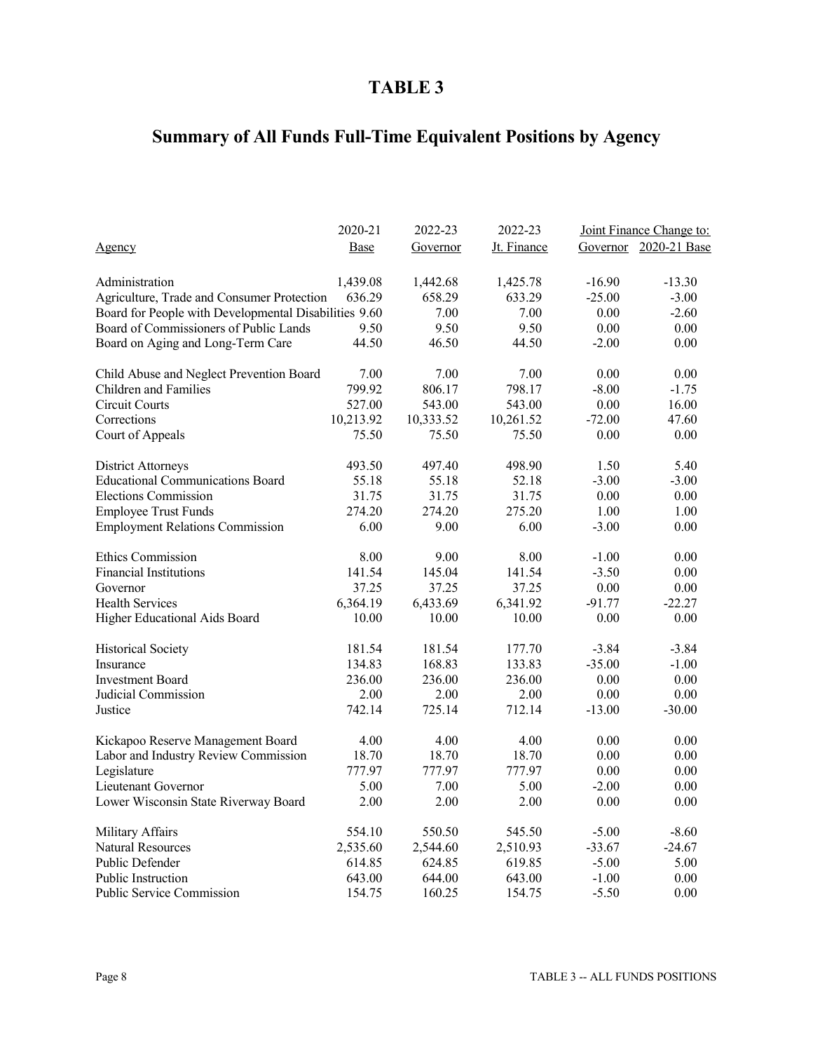# TABLE 3

## Summary of All Funds Full-Time Equivalent Positions by Agency

| Agency | 2020-21 Base | 2022-23 Governor | 2022-23 Jt. Finance | Joint Finance Change to: Governor | Joint Finance Change to: 2020-21 Base |
|---|---|---|---|---|---|
| Administration | 1,439.08 | 1,442.68 | 1,425.78 | -16.90 | -13.30 |
| Agriculture, Trade and Consumer Protection | 636.29 | 658.29 | 633.29 | -25.00 | -3.00 |
| Board for People with Developmental Disabilities | 9.60 | 7.00 | 7.00 | 0.00 | -2.60 |
| Board of Commissioners of Public Lands | 9.50 | 9.50 | 9.50 | 0.00 | 0.00 |
| Board on Aging and Long-Term Care | 44.50 | 46.50 | 44.50 | -2.00 | 0.00 |
| Child Abuse and Neglect Prevention Board | 7.00 | 7.00 | 7.00 | 0.00 | 0.00 |
| Children and Families | 799.92 | 806.17 | 798.17 | -8.00 | -1.75 |
| Circuit Courts | 527.00 | 543.00 | 543.00 | 0.00 | 16.00 |
| Corrections | 10,213.92 | 10,333.52 | 10,261.52 | -72.00 | 47.60 |
| Court of Appeals | 75.50 | 75.50 | 75.50 | 0.00 | 0.00 |
| District Attorneys | 493.50 | 497.40 | 498.90 | 1.50 | 5.40 |
| Educational Communications Board | 55.18 | 55.18 | 52.18 | -3.00 | -3.00 |
| Elections Commission | 31.75 | 31.75 | 31.75 | 0.00 | 0.00 |
| Employee Trust Funds | 274.20 | 274.20 | 275.20 | 1.00 | 1.00 |
| Employment Relations Commission | 6.00 | 9.00 | 6.00 | -3.00 | 0.00 |
| Ethics Commission | 8.00 | 9.00 | 8.00 | -1.00 | 0.00 |
| Financial Institutions | 141.54 | 145.04 | 141.54 | -3.50 | 0.00 |
| Governor | 37.25 | 37.25 | 37.25 | 0.00 | 0.00 |
| Health Services | 6,364.19 | 6,433.69 | 6,341.92 | -91.77 | -22.27 |
| Higher Educational Aids Board | 10.00 | 10.00 | 10.00 | 0.00 | 0.00 |
| Historical Society | 181.54 | 181.54 | 177.70 | -3.84 | -3.84 |
| Insurance | 134.83 | 168.83 | 133.83 | -35.00 | -1.00 |
| Investment Board | 236.00 | 236.00 | 236.00 | 0.00 | 0.00 |
| Judicial Commission | 2.00 | 2.00 | 2.00 | 0.00 | 0.00 |
| Justice | 742.14 | 725.14 | 712.14 | -13.00 | -30.00 |
| Kickapoo Reserve Management Board | 4.00 | 4.00 | 4.00 | 0.00 | 0.00 |
| Labor and Industry Review Commission | 18.70 | 18.70 | 18.70 | 0.00 | 0.00 |
| Legislature | 777.97 | 777.97 | 777.97 | 0.00 | 0.00 |
| Lieutenant Governor | 5.00 | 7.00 | 5.00 | -2.00 | 0.00 |
| Lower Wisconsin State Riverway Board | 2.00 | 2.00 | 2.00 | 0.00 | 0.00 |
| Military Affairs | 554.10 | 550.50 | 545.50 | -5.00 | -8.60 |
| Natural Resources | 2,535.60 | 2,544.60 | 2,510.93 | -33.67 | -24.67 |
| Public Defender | 614.85 | 624.85 | 619.85 | -5.00 | 5.00 |
| Public Instruction | 643.00 | 644.00 | 643.00 | -1.00 | 0.00 |
| Public Service Commission | 154.75 | 160.25 | 154.75 | -5.50 | 0.00 |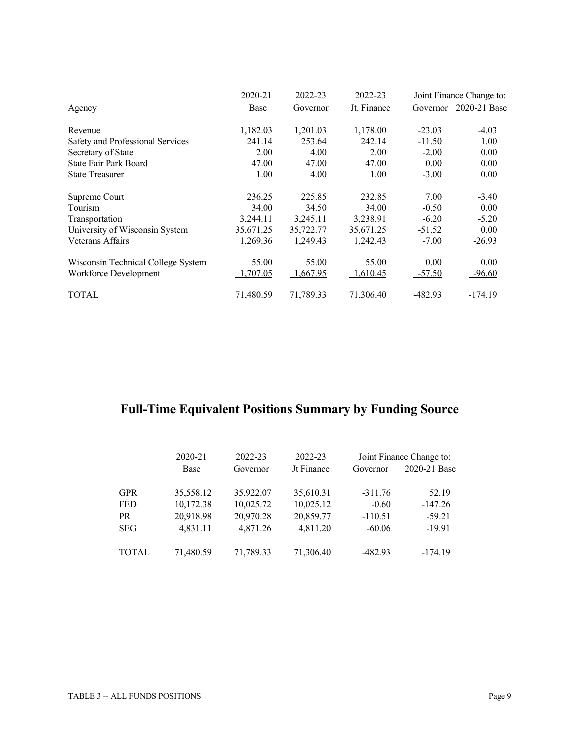| Agency | 2020-21 Base | 2022-23 Governor | 2022-23 Jt. Finance | Joint Finance Change to: Governor | 2020-21 Base |
|---|---|---|---|---|---|
| Revenue | 1,182.03 | 1,201.03 | 1,178.00 | -23.03 | -4.03 |
| Safety and Professional Services | 241.14 | 253.64 | 242.14 | -11.50 | 1.00 |
| Secretary of State | 2.00 | 4.00 | 2.00 | -2.00 | 0.00 |
| State Fair Park Board | 47.00 | 47.00 | 47.00 | 0.00 | 0.00 |
| State Treasurer | 1.00 | 4.00 | 1.00 | -3.00 | 0.00 |
| Supreme Court | 236.25 | 225.85 | 232.85 | 7.00 | -3.40 |
| Tourism | 34.00 | 34.50 | 34.00 | -0.50 | 0.00 |
| Transportation | 3,244.11 | 3,245.11 | 3,238.91 | -6.20 | -5.20 |
| University of Wisconsin System | 35,671.25 | 35,722.77 | 35,671.25 | -51.52 | 0.00 |
| Veterans Affairs | 1,269.36 | 1,249.43 | 1,242.43 | -7.00 | -26.93 |
| Wisconsin Technical College System | 55.00 | 55.00 | 55.00 | 0.00 | 0.00 |
| Workforce Development | 1,707.05 | 1,667.95 | 1,610.45 | -57.50 | -96.60 |
| TOTAL | 71,480.59 | 71,789.33 | 71,306.40 | -482.93 | -174.19 |

# Full-Time Equivalent Positions Summary by Funding Source

| | 2020-21 Base | 2022-23 Governor | 2022-23 Jt Finance | Joint Finance Change to: Governor | 2020-21 Base |
|---|---|---|---|---|---|
| GPR | 35,558.12 | 35,922.07 | 35,610.31 | -311.76 | 52.19 |
| FED | 10,172.38 | 10,025.72 | 10,025.12 | -0.60 | -147.26 |
| PR | 20,918.98 | 20,970.28 | 20,859.77 | -110.51 | -59.21 |
| SEG | 4,831.11 | 4,871.26 | 4,811.20 | -60.06 | -19.91 |
| TOTAL | 71,480.59 | 71,789.33 | 71,306.40 | -482.93 | -174.19 |

TABLE 3 -- ALL FUNDS POSITIONS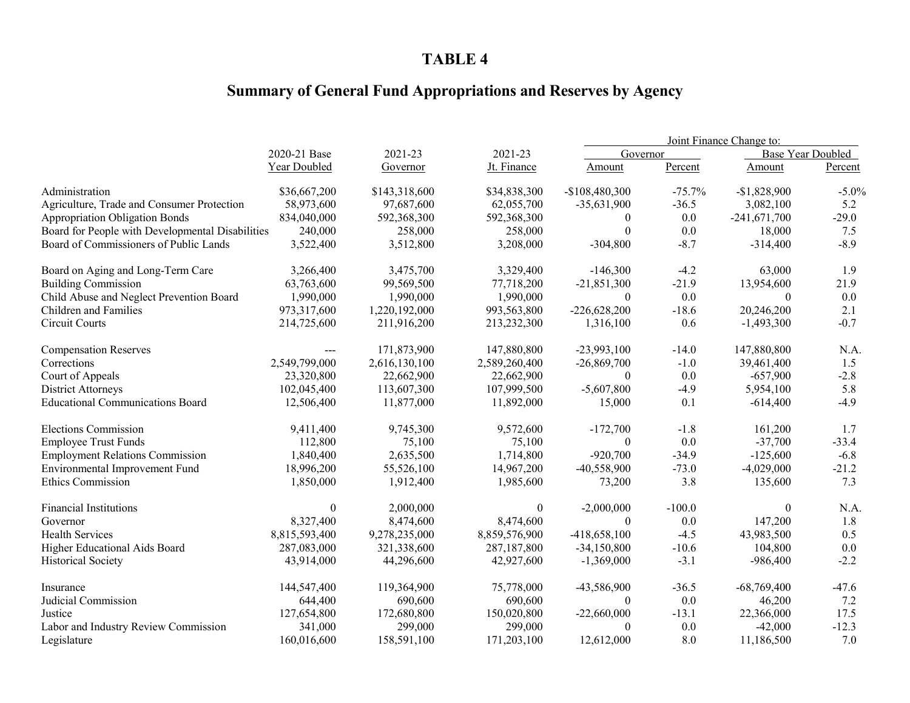# TABLE 4

## Summary of General Fund Appropriations and Reserves by Agency

| | 2020-21 Base Year Doubled | 2021-23 Governor | 2021-23 Jt. Finance | Joint Finance Change to: Governor Amount | Governor Percent | Base Year Doubled Amount | Base Year Doubled Percent |
|---|---|---|---|---|---|---|---|
| Administration | $36,667,200 | $143,318,600 | $34,838,300 | -$108,480,300 | -75.7% | -$1,828,900 | -5.0% |
| Agriculture, Trade and Consumer Protection | 58,973,600 | 97,687,600 | 62,055,700 | -35,631,900 | -36.5 | 3,082,100 | 5.2 |
| Appropriation Obligation Bonds | 834,040,000 | 592,368,300 | 592,368,300 | 0 | 0.0 | -241,671,700 | -29.0 |
| Board for People with Developmental Disabilities | 240,000 | 258,000 | 258,000 | 0 | 0.0 | 18,000 | 7.5 |
| Board of Commissioners of Public Lands | 3,522,400 | 3,512,800 | 3,208,000 | -304,800 | -8.7 | -314,400 | -8.9 |
| Board on Aging and Long-Term Care | 3,266,400 | 3,475,700 | 3,329,400 | -146,300 | -4.2 | 63,000 | 1.9 |
| Building Commission | 63,763,600 | 99,569,500 | 77,718,200 | -21,851,300 | -21.9 | 13,954,600 | 21.9 |
| Child Abuse and Neglect Prevention Board | 1,990,000 | 1,990,000 | 1,990,000 | 0 | 0.0 | 0 | 0.0 |
| Children and Families | 973,317,600 | 1,220,192,000 | 993,563,800 | -226,628,200 | -18.6 | 20,246,200 | 2.1 |
| Circuit Courts | 214,725,600 | 211,916,200 | 213,232,300 | 1,316,100 | 0.6 | -1,493,300 | -0.7 |
| Compensation Reserves | --- | 171,873,900 | 147,880,800 | -23,993,100 | -14.0 | 147,880,800 | N.A. |
| Corrections | 2,549,799,000 | 2,616,130,100 | 2,589,260,400 | -26,869,700 | -1.0 | 39,461,400 | 1.5 |
| Court of Appeals | 23,320,800 | 22,662,900 | 22,662,900 | 0 | 0.0 | -657,900 | -2.8 |
| District Attorneys | 102,045,400 | 113,607,300 | 107,999,500 | -5,607,800 | -4.9 | 5,954,100 | 5.8 |
| Educational Communications Board | 12,506,400 | 11,877,000 | 11,892,000 | 15,000 | 0.1 | -614,400 | -4.9 |
| Elections Commission | 9,411,400 | 9,745,300 | 9,572,600 | -172,700 | -1.8 | 161,200 | 1.7 |
| Employee Trust Funds | 112,800 | 75,100 | 75,100 | 0 | 0.0 | -37,700 | -33.4 |
| Employment Relations Commission | 1,840,400 | 2,635,500 | 1,714,800 | -920,700 | -34.9 | -125,600 | -6.8 |
| Environmental Improvement Fund | 18,996,200 | 55,526,100 | 14,967,200 | -40,558,900 | -73.0 | -4,029,000 | -21.2 |
| Ethics Commission | 1,850,000 | 1,912,400 | 1,985,600 | 73,200 | 3.8 | 135,600 | 7.3 |
| Financial Institutions | 0 | 2,000,000 | 0 | -2,000,000 | -100.0 | 0 | N.A. |
| Governor | 8,327,400 | 8,474,600 | 8,474,600 | 0 | 0.0 | 147,200 | 1.8 |
| Health Services | 8,815,593,400 | 9,278,235,000 | 8,859,576,900 | -418,658,100 | -4.5 | 43,983,500 | 0.5 |
| Higher Educational Aids Board | 287,083,000 | 321,338,600 | 287,187,800 | -34,150,800 | -10.6 | 104,800 | 0.0 |
| Historical Society | 43,914,000 | 44,296,600 | 42,927,600 | -1,369,000 | -3.1 | -986,400 | -2.2 |
| Insurance | 144,547,400 | 119,364,900 | 75,778,000 | -43,586,900 | -36.5 | -68,769,400 | -47.6 |
| Judicial Commission | 644,400 | 690,600 | 690,600 | 0 | 0.0 | 46,200 | 7.2 |
| Justice | 127,654,800 | 172,680,800 | 150,020,800 | -22,660,000 | -13.1 | 22,366,000 | 17.5 |
| Labor and Industry Review Commission | 341,000 | 299,000 | 299,000 | 0 | 0.0 | -42,000 | -12.3 |
| Legislature | 160,016,600 | 158,591,100 | 171,203,100 | 12,612,000 | 8.0 | 11,186,500 | 7.0 |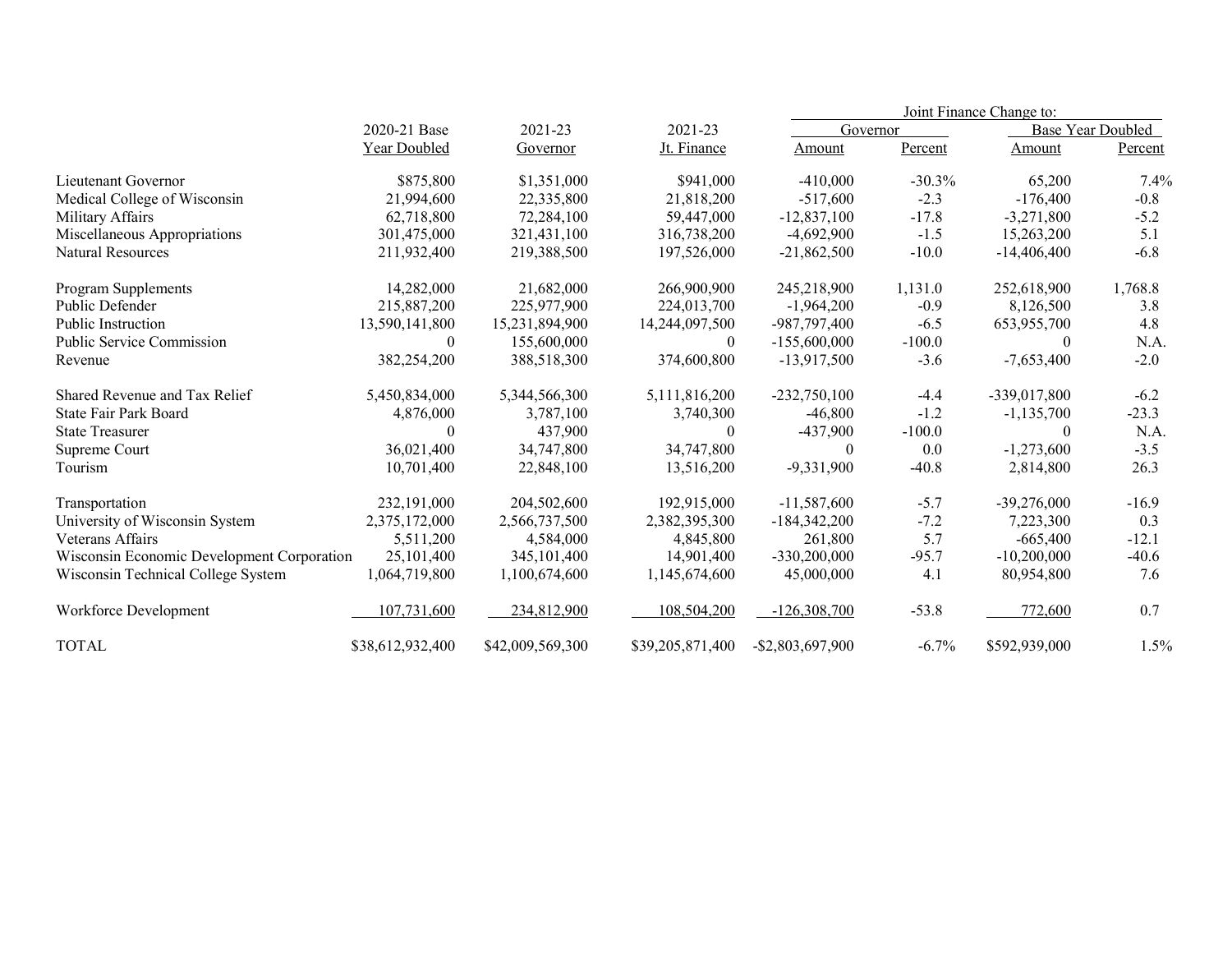| | 2020-21 Base Year Doubled | 2021-23 Governor | 2021-23 Jt. Finance | Joint Finance Change to: Governor Amount | Percent | Base Year Doubled Amount | Percent |
|---|---|---|---|---|---|---|---|
| Lieutenant Governor | $875,800 | $1,351,000 | $941,000 | -410,000 | -30.3% | 65,200 | 7.4% |
| Medical College of Wisconsin | 21,994,600 | 22,335,800 | 21,818,200 | -517,600 | -2.3 | -176,400 | -0.8 |
| Military Affairs | 62,718,800 | 72,284,100 | 59,447,000 | -12,837,100 | -17.8 | -3,271,800 | -5.2 |
| Miscellaneous Appropriations | 301,475,000 | 321,431,100 | 316,738,200 | -4,692,900 | -1.5 | 15,263,200 | 5.1 |
| Natural Resources | 211,932,400 | 219,388,500 | 197,526,000 | -21,862,500 | -10.0 | -14,406,400 | -6.8 |
| Program Supplements | 14,282,000 | 21,682,000 | 266,900,900 | 245,218,900 | 1,131.0 | 252,618,900 | 1,768.8 |
| Public Defender | 215,887,200 | 225,977,900 | 224,013,700 | -1,964,200 | -0.9 | 8,126,500 | 3.8 |
| Public Instruction | 13,590,141,800 | 15,231,894,900 | 14,244,097,500 | -987,797,400 | -6.5 | 653,955,700 | 4.8 |
| Public Service Commission | 0 | 155,600,000 | 0 | -155,600,000 | -100.0 | 0 | N.A. |
| Revenue | 382,254,200 | 388,518,300 | 374,600,800 | -13,917,500 | -3.6 | -7,653,400 | -2.0 |
| Shared Revenue and Tax Relief | 5,450,834,000 | 5,344,566,300 | 5,111,816,200 | -232,750,100 | -4.4 | -339,017,800 | -6.2 |
| State Fair Park Board | 4,876,000 | 3,787,100 | 3,740,300 | -46,800 | -1.2 | -1,135,700 | -23.3 |
| State Treasurer | 0 | 437,900 | 0 | -437,900 | -100.0 | 0 | N.A. |
| Supreme Court | 36,021,400 | 34,747,800 | 34,747,800 | 0 | 0.0 | -1,273,600 | -3.5 |
| Tourism | 10,701,400 | 22,848,100 | 13,516,200 | -9,331,900 | -40.8 | 2,814,800 | 26.3 |
| Transportation | 232,191,000 | 204,502,600 | 192,915,000 | -11,587,600 | -5.7 | -39,276,000 | -16.9 |
| University of Wisconsin System | 2,375,172,000 | 2,566,737,500 | 2,382,395,300 | -184,342,200 | -7.2 | 7,223,300 | 0.3 |
| Veterans Affairs | 5,511,200 | 4,584,000 | 4,845,800 | 261,800 | 5.7 | -665,400 | -12.1 |
| Wisconsin Economic Development Corporation | 25,101,400 | 345,101,400 | 14,901,400 | -330,200,000 | -95.7 | -10,200,000 | -40.6 |
| Wisconsin Technical College System | 1,064,719,800 | 1,100,674,600 | 1,145,674,600 | 45,000,000 | 4.1 | 80,954,800 | 7.6 |
| Workforce Development | 107,731,600 | 234,812,900 | 108,504,200 | -126,308,700 | -53.8 | 772,600 | 0.7 |
| TOTAL | $38,612,932,400 | $42,009,569,300 | $39,205,871,400 | -$2,803,697,900 | -6.7% | $592,939,000 | 1.5% |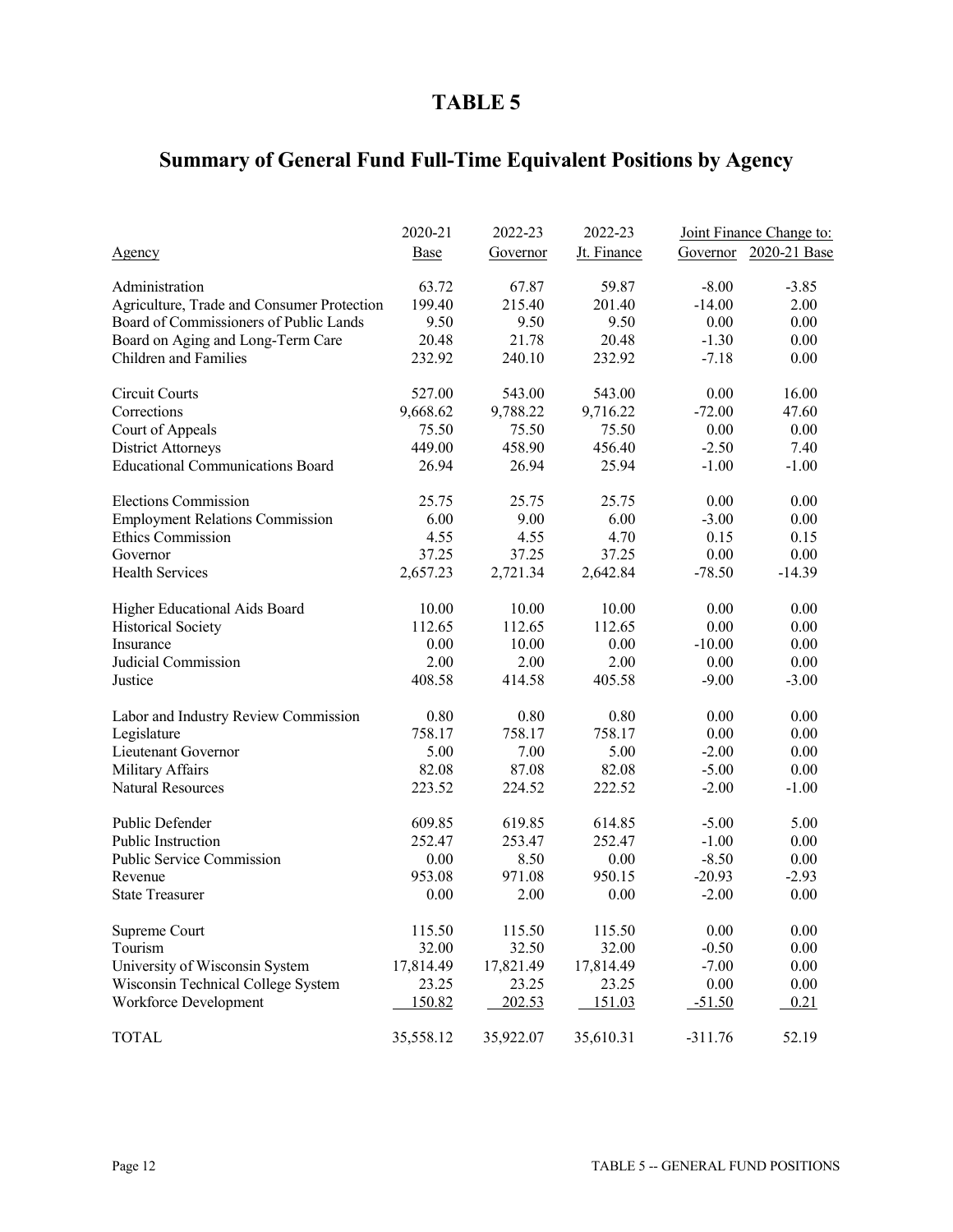# TABLE 5

## Summary of General Fund Full-Time Equivalent Positions by Agency

| Agency | 2020-21 Base | 2022-23 Governor | 2022-23 Jt. Finance | Joint Finance Change to: Governor | Joint Finance Change to: 2020-21 Base |
|---|---|---|---|---|---|
| Administration | 63.72 | 67.87 | 59.87 | -8.00 | -3.85 |
| Agriculture, Trade and Consumer Protection | 199.40 | 215.40 | 201.40 | -14.00 | 2.00 |
| Board of Commissioners of Public Lands | 9.50 | 9.50 | 9.50 | 0.00 | 0.00 |
| Board on Aging and Long-Term Care | 20.48 | 21.78 | 20.48 | -1.30 | 0.00 |
| Children and Families | 232.92 | 240.10 | 232.92 | -7.18 | 0.00 |
| Circuit Courts | 527.00 | 543.00 | 543.00 | 0.00 | 16.00 |
| Corrections | 9,668.62 | 9,788.22 | 9,716.22 | -72.00 | 47.60 |
| Court of Appeals | 75.50 | 75.50 | 75.50 | 0.00 | 0.00 |
| District Attorneys | 449.00 | 458.90 | 456.40 | -2.50 | 7.40 |
| Educational Communications Board | 26.94 | 26.94 | 25.94 | -1.00 | -1.00 |
| Elections Commission | 25.75 | 25.75 | 25.75 | 0.00 | 0.00 |
| Employment Relations Commission | 6.00 | 9.00 | 6.00 | -3.00 | 0.00 |
| Ethics Commission | 4.55 | 4.55 | 4.70 | 0.15 | 0.15 |
| Governor | 37.25 | 37.25 | 37.25 | 0.00 | 0.00 |
| Health Services | 2,657.23 | 2,721.34 | 2,642.84 | -78.50 | -14.39 |
| Higher Educational Aids Board | 10.00 | 10.00 | 10.00 | 0.00 | 0.00 |
| Historical Society | 112.65 | 112.65 | 112.65 | 0.00 | 0.00 |
| Insurance | 0.00 | 10.00 | 0.00 | -10.00 | 0.00 |
| Judicial Commission | 2.00 | 2.00 | 2.00 | 0.00 | 0.00 |
| Justice | 408.58 | 414.58 | 405.58 | -9.00 | -3.00 |
| Labor and Industry Review Commission | 0.80 | 0.80 | 0.80 | 0.00 | 0.00 |
| Legislature | 758.17 | 758.17 | 758.17 | 0.00 | 0.00 |
| Lieutenant Governor | 5.00 | 7.00 | 5.00 | -2.00 | 0.00 |
| Military Affairs | 82.08 | 87.08 | 82.08 | -5.00 | 0.00 |
| Natural Resources | 223.52 | 224.52 | 222.52 | -2.00 | -1.00 |
| Public Defender | 609.85 | 619.85 | 614.85 | -5.00 | 5.00 |
| Public Instruction | 252.47 | 253.47 | 252.47 | -1.00 | 0.00 |
| Public Service Commission | 0.00 | 8.50 | 0.00 | -8.50 | 0.00 |
| Revenue | 953.08 | 971.08 | 950.15 | -20.93 | -2.93 |
| State Treasurer | 0.00 | 2.00 | 0.00 | -2.00 | 0.00 |
| Supreme Court | 115.50 | 115.50 | 115.50 | 0.00 | 0.00 |
| Tourism | 32.00 | 32.50 | 32.00 | -0.50 | 0.00 |
| University of Wisconsin System | 17,814.49 | 17,821.49 | 17,814.49 | -7.00 | 0.00 |
| Wisconsin Technical College System | 23.25 | 23.25 | 23.25 | 0.00 | 0.00 |
| Workforce Development | 150.82 | 202.53 | 151.03 | -51.50 | 0.21 |
| TOTAL | 35,558.12 | 35,922.07 | 35,610.31 | -311.76 | 52.19 |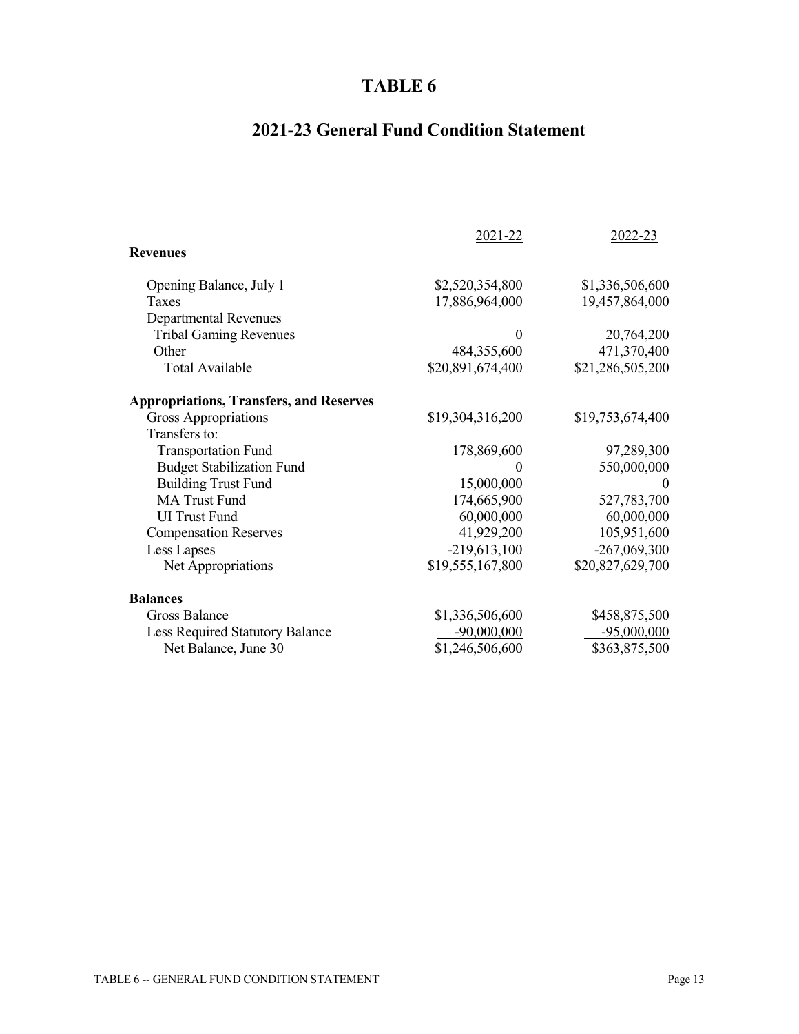# TABLE 6

## 2021-23 General Fund Condition Statement

| | 2021-22 | 2022-23 |
|---|---|---|
| **Revenues** | | |
| Opening Balance, July 1 | $2,520,354,800 | $1,336,506,600 |
| Taxes | 17,886,964,000 | 19,457,864,000 |
| Departmental Revenues | | |
| Tribal Gaming Revenues | 0 | 20,764,200 |
| Other | 484,355,600 | 471,370,400 |
| Total Available | $20,891,674,400 | $21,286,505,200 |
| **Appropriations, Transfers, and Reserves** | | |
| Gross Appropriations | $19,304,316,200 | $19,753,674,400 |
| Transfers to: | | |
| Transportation Fund | 178,869,600 | 97,289,300 |
| Budget Stabilization Fund | 0 | 550,000,000 |
| Building Trust Fund | 15,000,000 | 0 |
| MA Trust Fund | 174,665,900 | 527,783,700 |
| UI Trust Fund | 60,000,000 | 60,000,000 |
| Compensation Reserves | 41,929,200 | 105,951,600 |
| Less Lapses | -219,613,100 | -267,069,300 |
| Net Appropriations | $19,555,167,800 | $20,827,629,700 |
| **Balances** | | |
| Gross Balance | $1,336,506,600 | $458,875,500 |
| Less Required Statutory Balance | -90,000,000 | -95,000,000 |
| Net Balance, June 30 | $1,246,506,600 | $363,875,500 |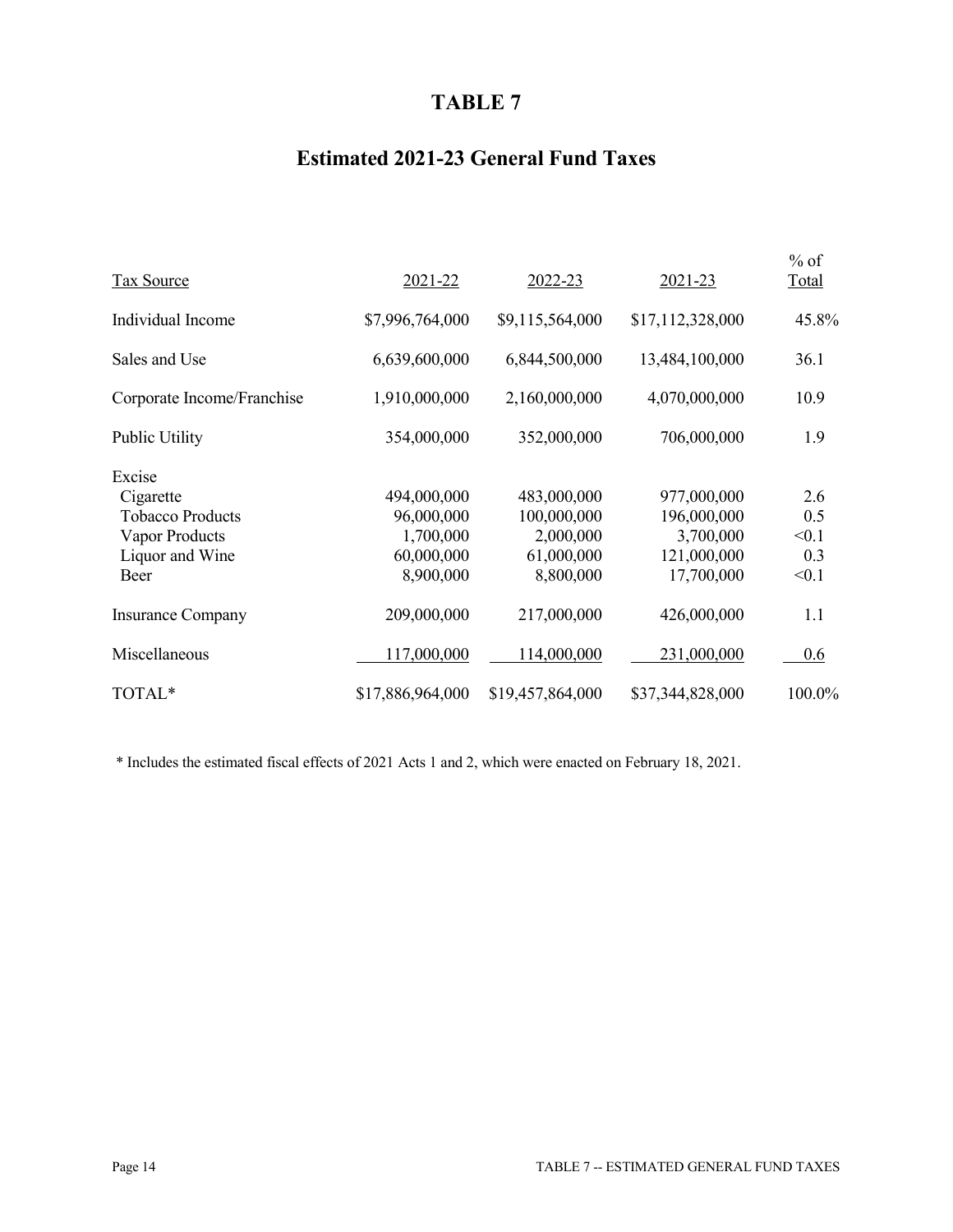# TABLE 7

## Estimated 2021-23 General Fund Taxes

| Tax Source | 2021-22 | 2022-23 | 2021-23 | % of Total |
|---|---|---|---|---|
| Individual Income | $7,996,764,000 | $9,115,564,000 | $17,112,328,000 | 45.8% |
| Sales and Use | 6,639,600,000 | 6,844,500,000 | 13,484,100,000 | 36.1 |
| Corporate Income/Franchise | 1,910,000,000 | 2,160,000,000 | 4,070,000,000 | 10.9 |
| Public Utility | 354,000,000 | 352,000,000 | 706,000,000 | 1.9 |
| Excise | | | | |
| Cigarette | 494,000,000 | 483,000,000 | 977,000,000 | 2.6 |
| Tobacco Products | 96,000,000 | 100,000,000 | 196,000,000 | 0.5 |
| Vapor Products | 1,700,000 | 2,000,000 | 3,700,000 | <0.1 |
| Liquor and Wine | 60,000,000 | 61,000,000 | 121,000,000 | 0.3 |
| Beer | 8,900,000 | 8,800,000 | 17,700,000 | <0.1 |
| Insurance Company | 209,000,000 | 217,000,000 | 426,000,000 | 1.1 |
| Miscellaneous | 117,000,000 | 114,000,000 | 231,000,000 | 0.6 |
| TOTAL* | $17,886,964,000 | $19,457,864,000 | $37,344,828,000 | 100.0% |

* Includes the estimated fiscal effects of 2021 Acts 1 and 2, which were enacted on February 18, 2021.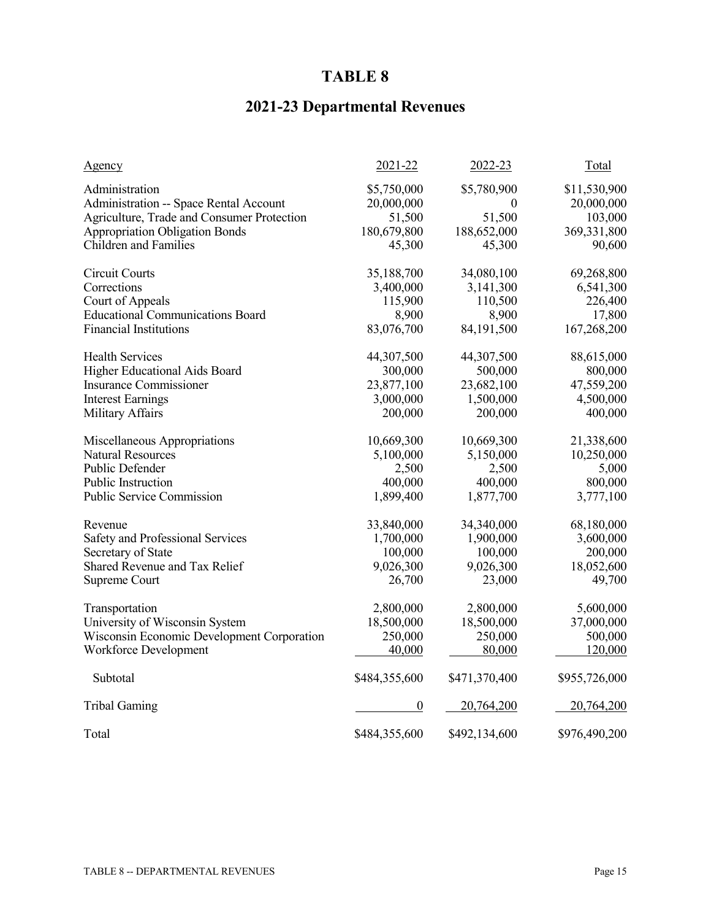# TABLE 8

## 2021-23 Departmental Revenues

| Agency | 2021-22 | 2022-23 | Total |
|---|---|---|---|
| Administration | $5,750,000 | $5,780,900 | $11,530,900 |
| Administration -- Space Rental Account | 20,000,000 | 0 | 20,000,000 |
| Agriculture, Trade and Consumer Protection | 51,500 | 51,500 | 103,000 |
| Appropriation Obligation Bonds | 180,679,800 | 188,652,000 | 369,331,800 |
| Children and Families | 45,300 | 45,300 | 90,600 |
| Circuit Courts | 35,188,700 | 34,080,100 | 69,268,800 |
| Corrections | 3,400,000 | 3,141,300 | 6,541,300 |
| Court of Appeals | 115,900 | 110,500 | 226,400 |
| Educational Communications Board | 8,900 | 8,900 | 17,800 |
| Financial Institutions | 83,076,700 | 84,191,500 | 167,268,200 |
| Health Services | 44,307,500 | 44,307,500 | 88,615,000 |
| Higher Educational Aids Board | 300,000 | 500,000 | 800,000 |
| Insurance Commissioner | 23,877,100 | 23,682,100 | 47,559,200 |
| Interest Earnings | 3,000,000 | 1,500,000 | 4,500,000 |
| Military Affairs | 200,000 | 200,000 | 400,000 |
| Miscellaneous Appropriations | 10,669,300 | 10,669,300 | 21,338,600 |
| Natural Resources | 5,100,000 | 5,150,000 | 10,250,000 |
| Public Defender | 2,500 | 2,500 | 5,000 |
| Public Instruction | 400,000 | 400,000 | 800,000 |
| Public Service Commission | 1,899,400 | 1,877,700 | 3,777,100 |
| Revenue | 33,840,000 | 34,340,000 | 68,180,000 |
| Safety and Professional Services | 1,700,000 | 1,900,000 | 3,600,000 |
| Secretary of State | 100,000 | 100,000 | 200,000 |
| Shared Revenue and Tax Relief | 9,026,300 | 9,026,300 | 18,052,600 |
| Supreme Court | 26,700 | 23,000 | 49,700 |
| Transportation | 2,800,000 | 2,800,000 | 5,600,000 |
| University of Wisconsin System | 18,500,000 | 18,500,000 | 37,000,000 |
| Wisconsin Economic Development Corporation | 250,000 | 250,000 | 500,000 |
| Workforce Development | 40,000 | 80,000 | 120,000 |
| Subtotal | $484,355,600 | $471,370,400 | $955,726,000 |
| Tribal Gaming | 0 | 20,764,200 | 20,764,200 |
| Total | $484,355,600 | $492,134,600 | $976,490,200 |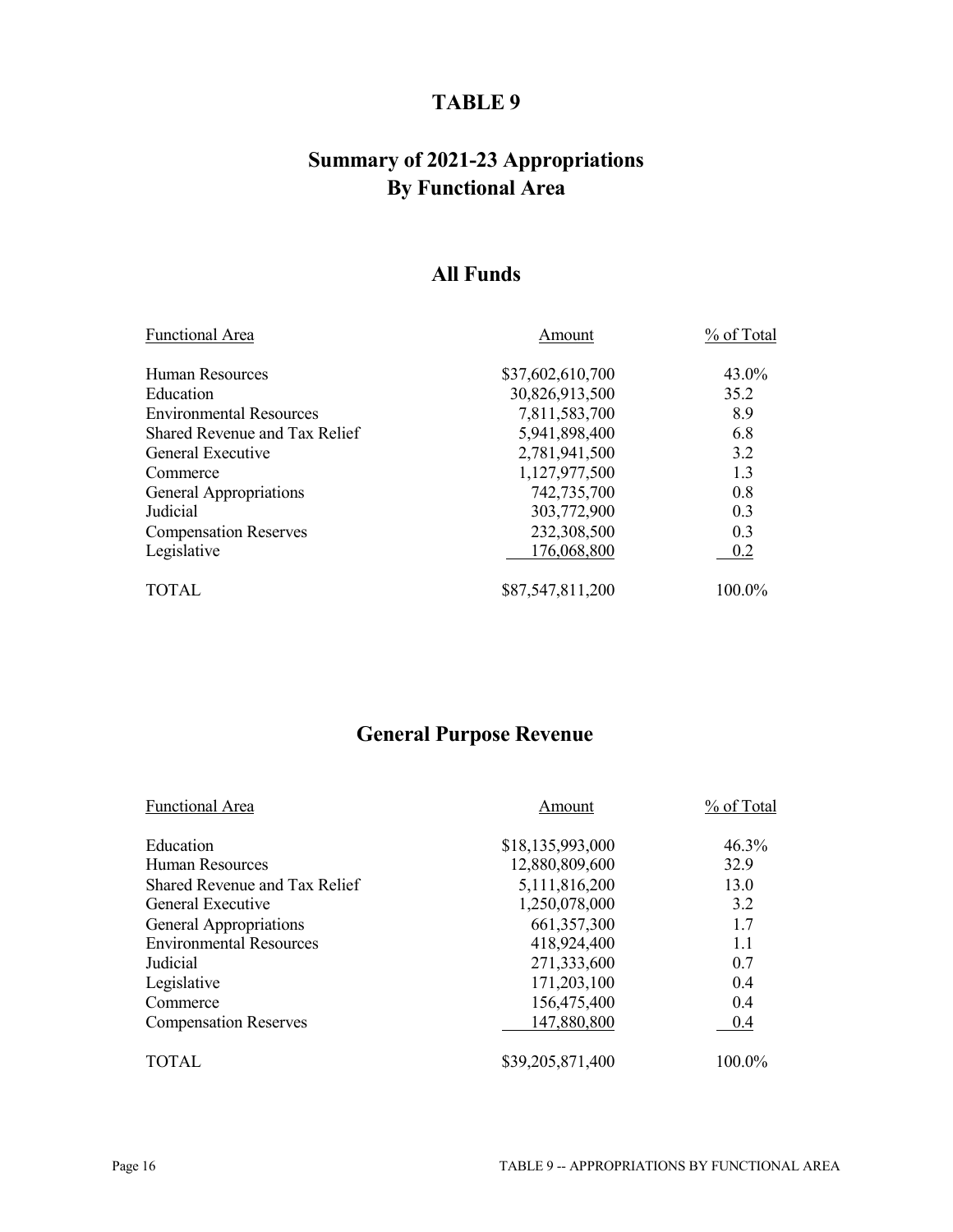# TABLE 9

## Summary of 2021-23 Appropriations By Functional Area

### All Funds

| Functional Area | Amount | % of Total |
|---|---|---|
| Human Resources | $37,602,610,700 | 43.0% |
| Education | 30,826,913,500 | 35.2 |
| Environmental Resources | 7,811,583,700 | 8.9 |
| Shared Revenue and Tax Relief | 5,941,898,400 | 6.8 |
| General Executive | 2,781,941,500 | 3.2 |
| Commerce | 1,127,977,500 | 1.3 |
| General Appropriations | 742,735,700 | 0.8 |
| Judicial | 303,772,900 | 0.3 |
| Compensation Reserves | 232,308,500 | 0.3 |
| Legislative | 176,068,800 | 0.2 |
| TOTAL | $87,547,811,200 | 100.0% |

### General Purpose Revenue

| Functional Area | Amount | % of Total |
|---|---|---|
| Education | $18,135,993,000 | 46.3% |
| Human Resources | 12,880,809,600 | 32.9 |
| Shared Revenue and Tax Relief | 5,111,816,200 | 13.0 |
| General Executive | 1,250,078,000 | 3.2 |
| General Appropriations | 661,357,300 | 1.7 |
| Environmental Resources | 418,924,400 | 1.1 |
| Judicial | 271,333,600 | 0.7 |
| Legislative | 171,203,100 | 0.4 |
| Commerce | 156,475,400 | 0.4 |
| Compensation Reserves | 147,880,800 | 0.4 |
| TOTAL | $39,205,871,400 | 100.0% |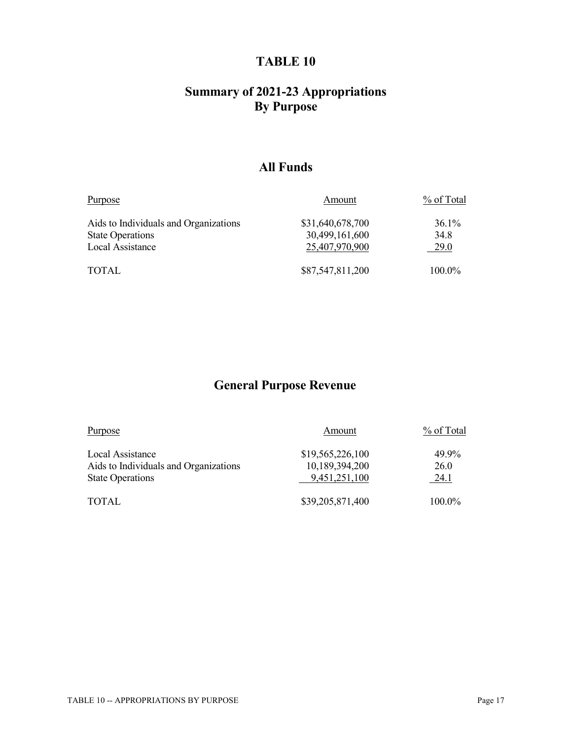# TABLE 10

## Summary of 2021-23 Appropriations By Purpose

### All Funds

| Purpose | Amount | % of Total |
|---|---|---|
| Aids to Individuals and Organizations | $31,640,678,700 | 36.1% |
| State Operations | 30,499,161,600 | 34.8 |
| Local Assistance | 25,407,970,900 | 29.0 |
| TOTAL | $87,547,811,200 | 100.0% |

### General Purpose Revenue

| Purpose | Amount | % of Total |
|---|---|---|
| Local Assistance | $19,565,226,100 | 49.9% |
| Aids to Individuals and Organizations | 10,189,394,200 | 26.0 |
| State Operations | 9,451,251,100 | 24.1 |
| TOTAL | $39,205,871,400 | 100.0% |